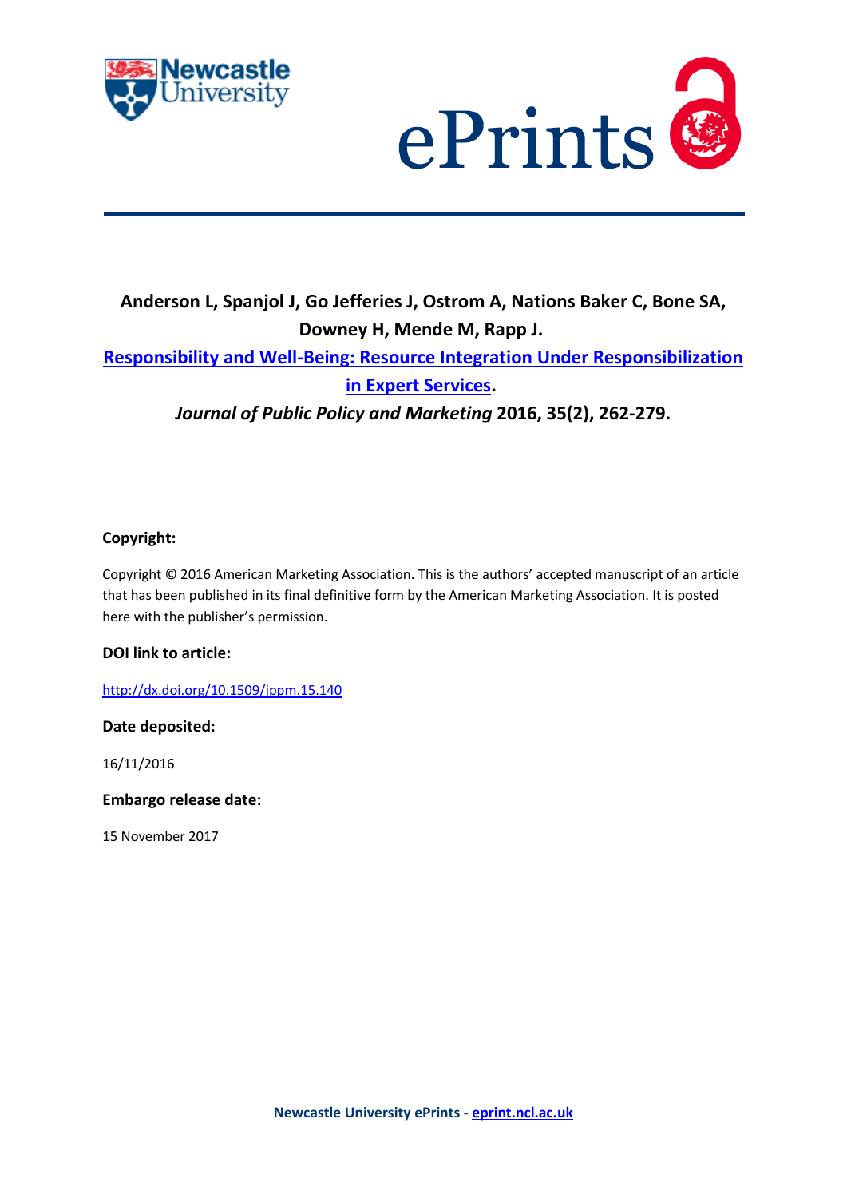**Anderson L, Spanjol J, Go Jefferies J, Ostrom A, Nations Baker C, Bone SA, Downey H, Mende M, Rapp J.**

**[Responsibility and Well-Being: Resource Integration Under Responsibilization in Expert Services](http://dx.doi.org/10.1509/jppm.15.140).**

***Journal of Public Policy and Marketing* 2016, 35(2), 262-279.**

## Copyright:

Copyright © 2016 American Marketing Association. This is the authors' accepted manuscript of an article that has been published in its final definitive form by the American Marketing Association. It is posted here with the publisher's permission.

## DOI link to article:

http://dx.doi.org/10.1509/jppm.15.140

## Date deposited:

16/11/2016

## Embargo release date:

15 November 2017

**Newcastle University ePrints - [eprint.ncl.ac.uk](eprint.ncl.ac.uk)**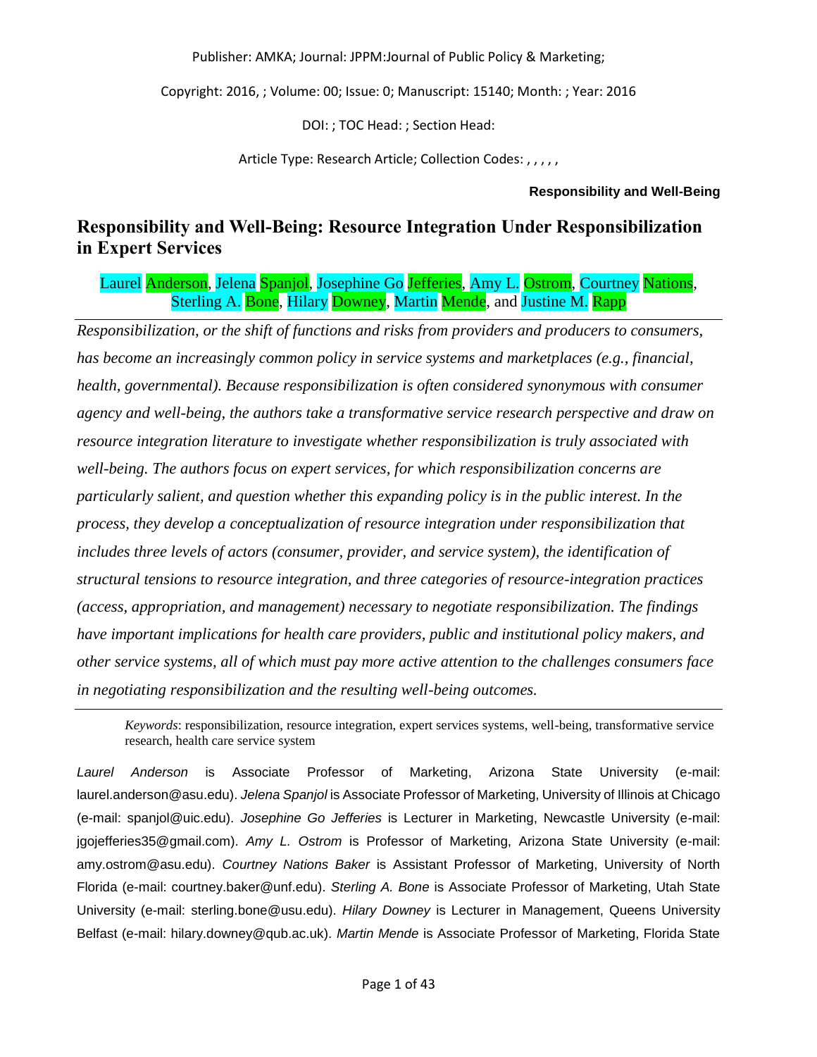Publisher: AMKA; Journal: JPPM:Journal of Public Policy & Marketing;

Copyright: 2016, ; Volume: 00; Issue: 0; Manuscript: 15140; Month: ; Year: 2016

DOI: ; TOC Head: ; Section Head:

Article Type: Research Article; Collection Codes: , , , , ,

# Responsibility and Well-Being: Resource Integration Under Responsibilization in Expert Services

Laurel Anderson, Jelena Spanjol, Josephine Go Jefferies, Amy L. Ostrom, Courtney Nations, Sterling A. Bone, Hilary Downey, Martin Mende, and Justine M. Rapp

*Responsibilization, or the shift of functions and risks from providers and producers to consumers, has become an increasingly common policy in service systems and marketplaces (e.g., financial, health, governmental). Because responsibilization is often considered synonymous with consumer agency and well-being, the authors take a transformative service research perspective and draw on resource integration literature to investigate whether responsibilization is truly associated with well-being. The authors focus on expert services, for which responsibilization concerns are particularly salient, and question whether this expanding policy is in the public interest. In the process, they develop a conceptualization of resource integration under responsibilization that includes three levels of actors (consumer, provider, and service system), the identification of structural tensions to resource integration, and three categories of resource-integration practices (access, appropriation, and management) necessary to negotiate responsibilization. The findings have important implications for health care providers, public and institutional policy makers, and other service systems, all of which must pay more active attention to the challenges consumers face in negotiating responsibilization and the resulting well-being outcomes.*

*Keywords*: responsibilization, resource integration, expert services systems, well-being, transformative service research, health care service system

*Laurel Anderson* is Associate Professor of Marketing, Arizona State University (e-mail: laurel.anderson@asu.edu). *Jelena Spanjol* is Associate Professor of Marketing, University of Illinois at Chicago (e-mail: spanjol@uic.edu). *Josephine Go Jefferies* is Lecturer in Marketing, Newcastle University (e-mail: jgojefferies35@gmail.com). *Amy L. Ostrom* is Professor of Marketing, Arizona State University (e-mail: amy.ostrom@asu.edu). *Courtney Nations Baker* is Assistant Professor of Marketing, University of North Florida (e-mail: courtney.baker@unf.edu). *Sterling A. Bone* is Associate Professor of Marketing, Utah State University (e-mail: sterling.bone@usu.edu). *Hilary Downey* is Lecturer in Management, Queens University Belfast (e-mail: hilary.downey@qub.ac.uk). *Martin Mende* is Associate Professor of Marketing, Florida State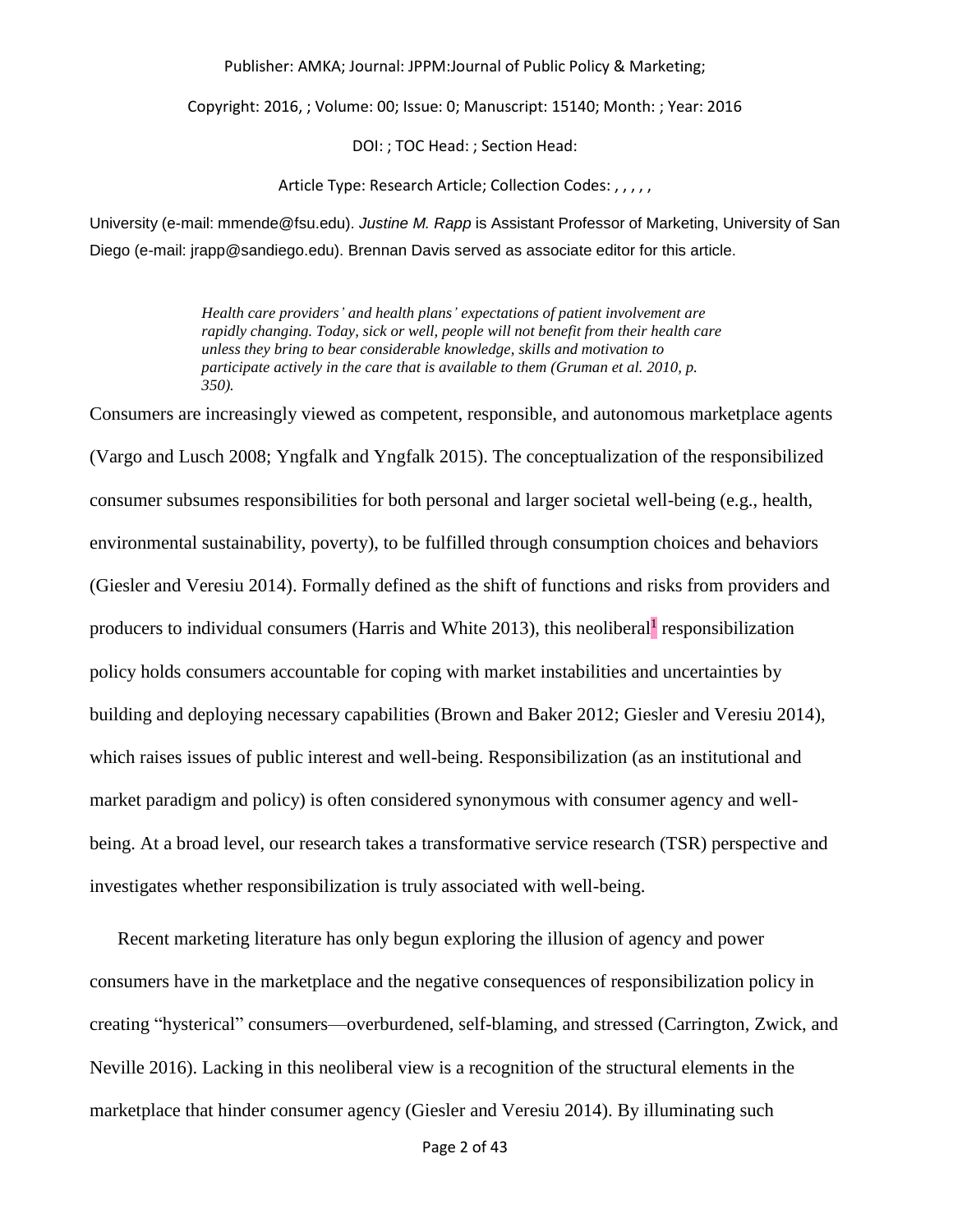University (e-mail: mmende@fsu.edu). *Justine M. Rapp* is Assistant Professor of Marketing, University of San Diego (e-mail: jrapp@sandiego.edu). Brennan Davis served as associate editor for this article.

> *Health care providers' and health plans' expectations of patient involvement are rapidly changing. Today, sick or well, people will not benefit from their health care unless they bring to bear considerable knowledge, skills and motivation to participate actively in the care that is available to them (Gruman et al. 2010, p. 350).*

Consumers are increasingly viewed as competent, responsible, and autonomous marketplace agents (Vargo and Lusch 2008; Yngfalk and Yngfalk 2015). The conceptualization of the responsibilized consumer subsumes responsibilities for both personal and larger societal well-being (e.g., health, environmental sustainability, poverty), to be fulfilled through consumption choices and behaviors (Giesler and Veresiu 2014). Formally defined as the shift of functions and risks from providers and producers to individual consumers (Harris and White 2013), this neoliberal[1] responsibilization policy holds consumers accountable for coping with market instabilities and uncertainties by building and deploying necessary capabilities (Brown and Baker 2012; Giesler and Veresiu 2014), which raises issues of public interest and well-being. Responsibilization (as an institutional and market paradigm and policy) is often considered synonymous with consumer agency and well-being. At a broad level, our research takes a transformative service research (TSR) perspective and investigates whether responsibilization is truly associated with well-being.

Recent marketing literature has only begun exploring the illusion of agency and power consumers have in the marketplace and the negative consequences of responsibilization policy in creating "hysterical" consumers—overburdened, self-blaming, and stressed (Carrington, Zwick, and Neville 2016). Lacking in this neoliberal view is a recognition of the structural elements in the marketplace that hinder consumer agency (Giesler and Veresiu 2014). By illuminating such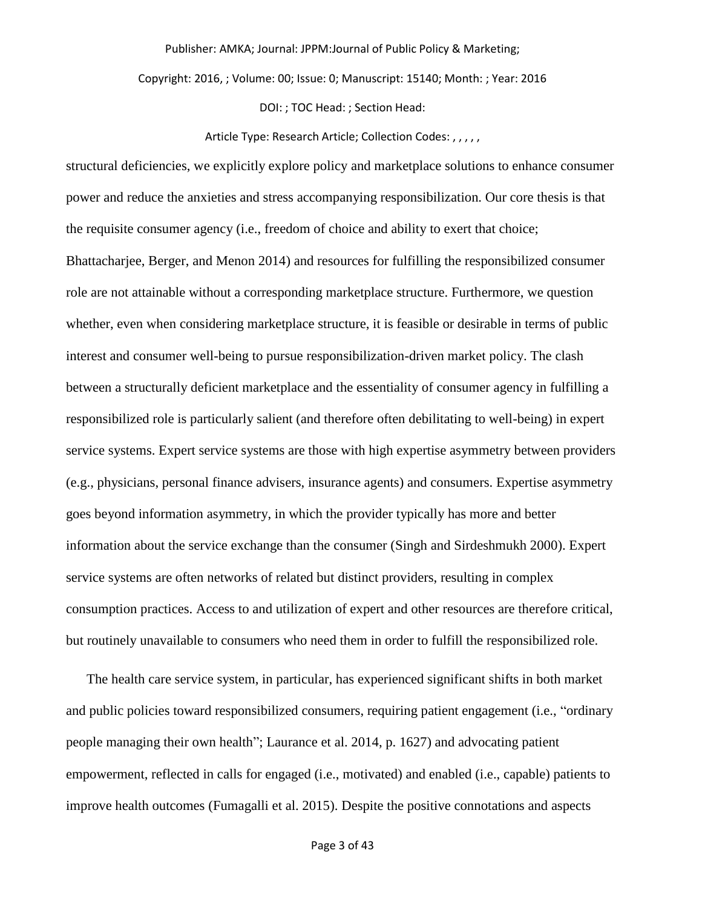structural deficiencies, we explicitly explore policy and marketplace solutions to enhance consumer power and reduce the anxieties and stress accompanying responsibilization. Our core thesis is that the requisite consumer agency (i.e., freedom of choice and ability to exert that choice; Bhattacharjee, Berger, and Menon 2014) and resources for fulfilling the responsibilized consumer role are not attainable without a corresponding marketplace structure. Furthermore, we question whether, even when considering marketplace structure, it is feasible or desirable in terms of public interest and consumer well-being to pursue responsibilization-driven market policy. The clash between a structurally deficient marketplace and the essentiality of consumer agency in fulfilling a responsibilized role is particularly salient (and therefore often debilitating to well-being) in expert service systems. Expert service systems are those with high expertise asymmetry between providers (e.g., physicians, personal finance advisers, insurance agents) and consumers. Expertise asymmetry goes beyond information asymmetry, in which the provider typically has more and better information about the service exchange than the consumer (Singh and Sirdeshmukh 2000). Expert service systems are often networks of related but distinct providers, resulting in complex consumption practices. Access to and utilization of expert and other resources are therefore critical, but routinely unavailable to consumers who need them in order to fulfill the responsibilized role.

The health care service system, in particular, has experienced significant shifts in both market and public policies toward responsibilized consumers, requiring patient engagement (i.e., "ordinary people managing their own health"; Laurance et al. 2014, p. 1627) and advocating patient empowerment, reflected in calls for engaged (i.e., motivated) and enabled (i.e., capable) patients to improve health outcomes (Fumagalli et al. 2015). Despite the positive connotations and aspects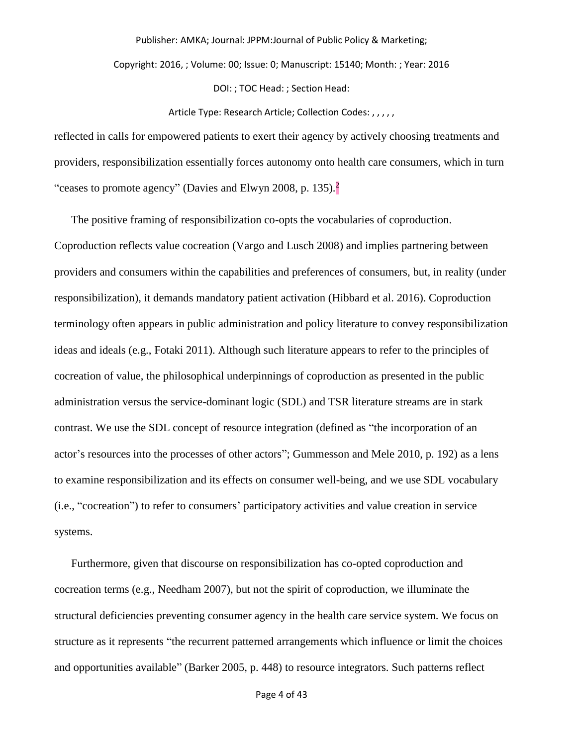reflected in calls for empowered patients to exert their agency by actively choosing treatments and providers, responsibilization essentially forces autonomy onto health care consumers, which in turn "ceases to promote agency" (Davies and Elwyn 2008, p. 135).[2]

The positive framing of responsibilization co-opts the vocabularies of coproduction. Coproduction reflects value cocreation (Vargo and Lusch 2008) and implies partnering between providers and consumers within the capabilities and preferences of consumers, but, in reality (under responsibilization), it demands mandatory patient activation (Hibbard et al. 2016). Coproduction terminology often appears in public administration and policy literature to convey responsibilization ideas and ideals (e.g., Fotaki 2011). Although such literature appears to refer to the principles of cocreation of value, the philosophical underpinnings of coproduction as presented in the public administration versus the service-dominant logic (SDL) and TSR literature streams are in stark contrast. We use the SDL concept of resource integration (defined as "the incorporation of an actor's resources into the processes of other actors"; Gummesson and Mele 2010, p. 192) as a lens to examine responsibilization and its effects on consumer well-being, and we use SDL vocabulary (i.e., "cocreation") to refer to consumers' participatory activities and value creation in service systems.

Furthermore, given that discourse on responsibilization has co-opted coproduction and cocreation terms (e.g., Needham 2007), but not the spirit of coproduction, we illuminate the structural deficiencies preventing consumer agency in the health care service system. We focus on structure as it represents "the recurrent patterned arrangements which influence or limit the choices and opportunities available" (Barker 2005, p. 448) to resource integrators. Such patterns reflect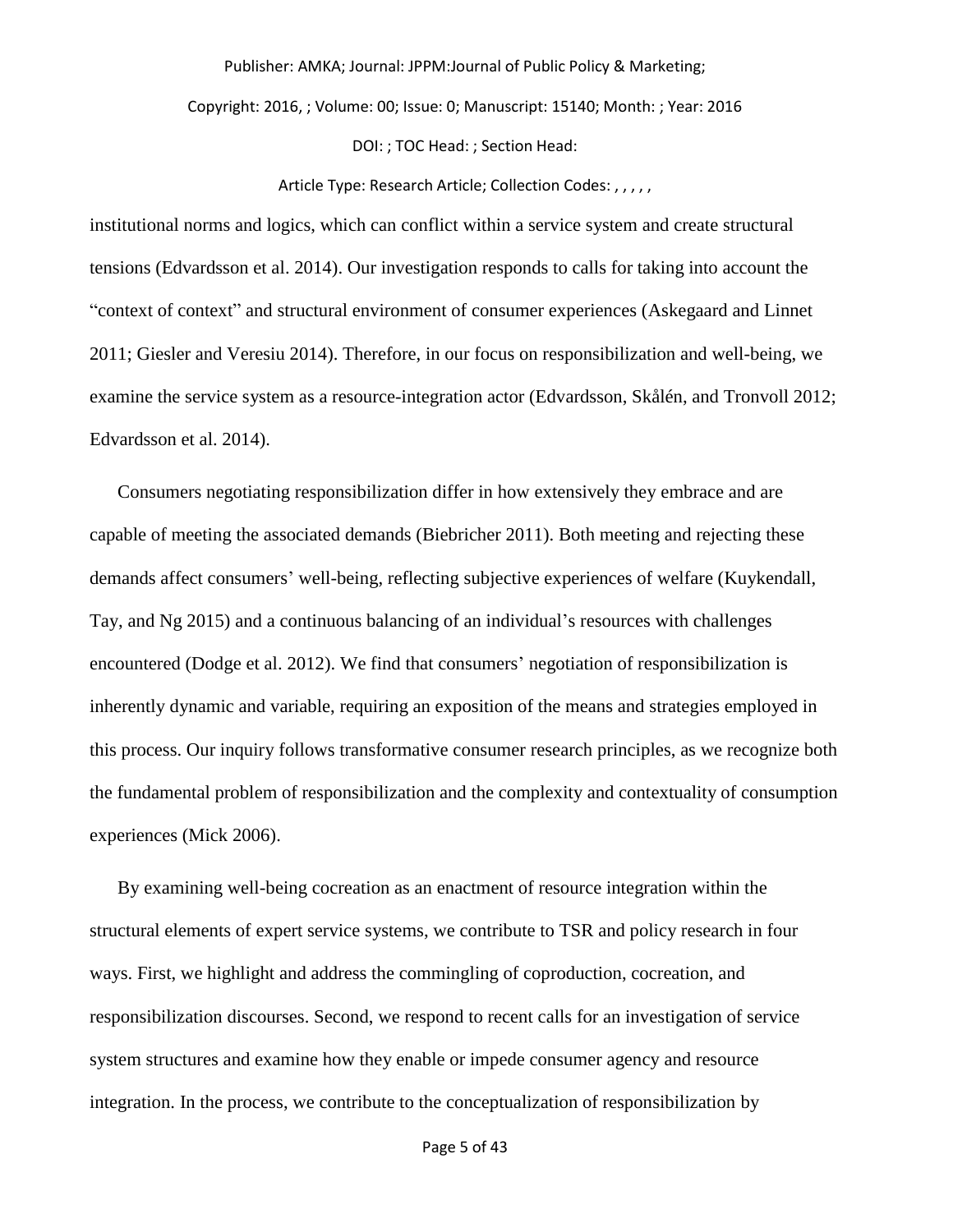institutional norms and logics, which can conflict within a service system and create structural tensions (Edvardsson et al. 2014). Our investigation responds to calls for taking into account the "context of context" and structural environment of consumer experiences (Askegaard and Linnet 2011; Giesler and Veresiu 2014). Therefore, in our focus on responsibilization and well-being, we examine the service system as a resource-integration actor (Edvardsson, Skålén, and Tronvoll 2012; Edvardsson et al. 2014).

Consumers negotiating responsibilization differ in how extensively they embrace and are capable of meeting the associated demands (Biebricher 2011). Both meeting and rejecting these demands affect consumers' well-being, reflecting subjective experiences of welfare (Kuykendall, Tay, and Ng 2015) and a continuous balancing of an individual's resources with challenges encountered (Dodge et al. 2012). We find that consumers' negotiation of responsibilization is inherently dynamic and variable, requiring an exposition of the means and strategies employed in this process. Our inquiry follows transformative consumer research principles, as we recognize both the fundamental problem of responsibilization and the complexity and contextuality of consumption experiences (Mick 2006).

By examining well-being cocreation as an enactment of resource integration within the structural elements of expert service systems, we contribute to TSR and policy research in four ways. First, we highlight and address the commingling of coproduction, cocreation, and responsibilization discourses. Second, we respond to recent calls for an investigation of service system structures and examine how they enable or impede consumer agency and resource integration. In the process, we contribute to the conceptualization of responsibilization by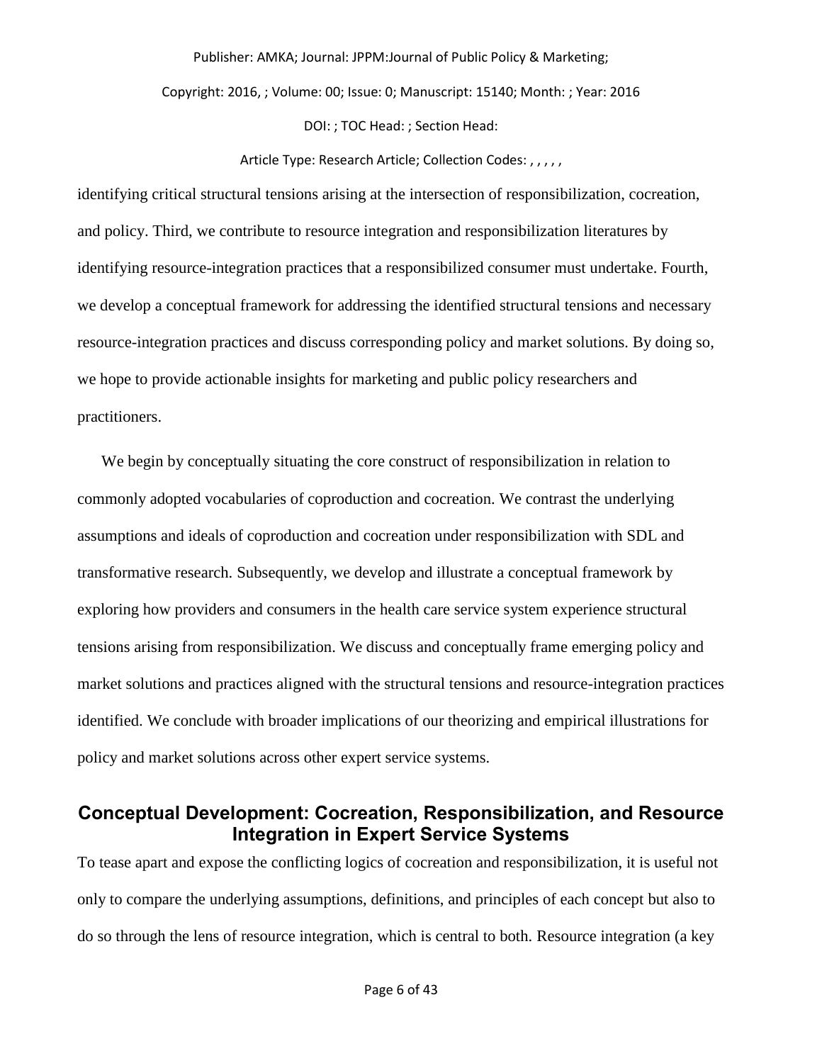identifying critical structural tensions arising at the intersection of responsibilization, cocreation, and policy. Third, we contribute to resource integration and responsibilization literatures by identifying resource-integration practices that a responsibilized consumer must undertake. Fourth, we develop a conceptual framework for addressing the identified structural tensions and necessary resource-integration practices and discuss corresponding policy and market solutions. By doing so, we hope to provide actionable insights for marketing and public policy researchers and practitioners.

We begin by conceptually situating the core construct of responsibilization in relation to commonly adopted vocabularies of coproduction and cocreation. We contrast the underlying assumptions and ideals of coproduction and cocreation under responsibilization with SDL and transformative research. Subsequently, we develop and illustrate a conceptual framework by exploring how providers and consumers in the health care service system experience structural tensions arising from responsibilization. We discuss and conceptually frame emerging policy and market solutions and practices aligned with the structural tensions and resource-integration practices identified. We conclude with broader implications of our theorizing and empirical illustrations for policy and market solutions across other expert service systems.

## Conceptual Development: Cocreation, Responsibilization, and Resource Integration in Expert Service Systems

To tease apart and expose the conflicting logics of cocreation and responsibilization, it is useful not only to compare the underlying assumptions, definitions, and principles of each concept but also to do so through the lens of resource integration, which is central to both. Resource integration (a key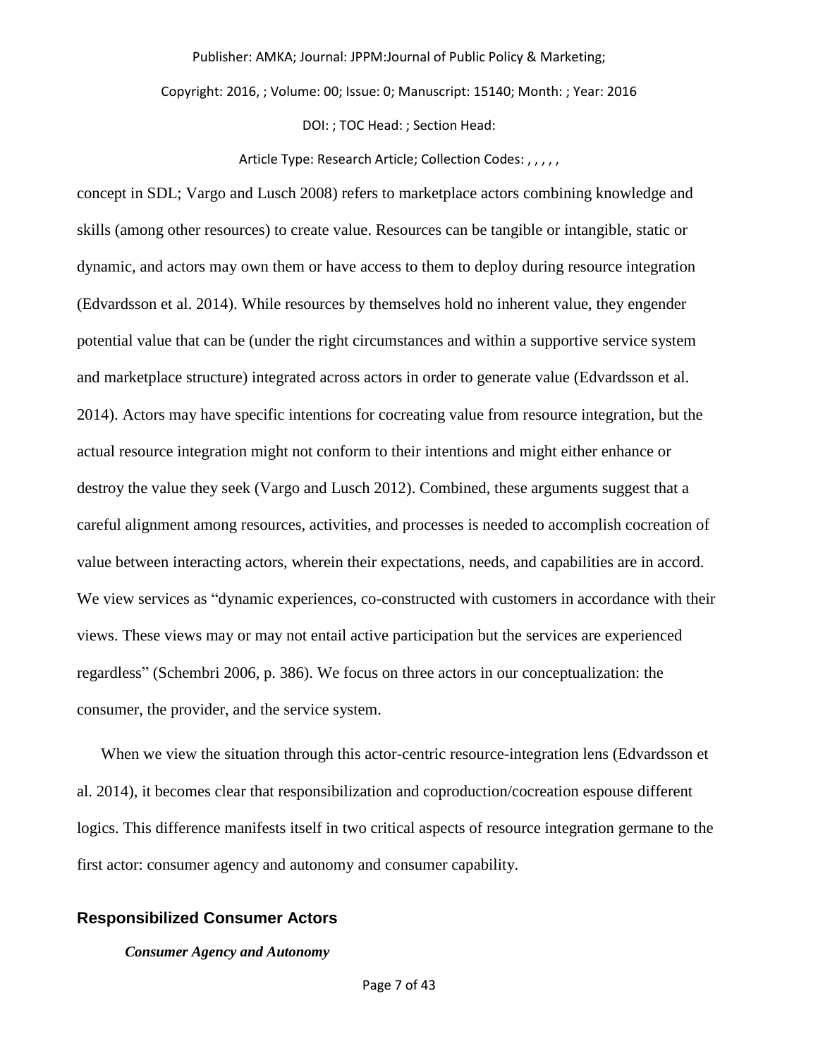concept in SDL; Vargo and Lusch 2008) refers to marketplace actors combining knowledge and skills (among other resources) to create value. Resources can be tangible or intangible, static or dynamic, and actors may own them or have access to them to deploy during resource integration (Edvardsson et al. 2014). While resources by themselves hold no inherent value, they engender potential value that can be (under the right circumstances and within a supportive service system and marketplace structure) integrated across actors in order to generate value (Edvardsson et al. 2014). Actors may have specific intentions for cocreating value from resource integration, but the actual resource integration might not conform to their intentions and might either enhance or destroy the value they seek (Vargo and Lusch 2012). Combined, these arguments suggest that a careful alignment among resources, activities, and processes is needed to accomplish cocreation of value between interacting actors, wherein their expectations, needs, and capabilities are in accord. We view services as "dynamic experiences, co-constructed with customers in accordance with their views. These views may or may not entail active participation but the services are experienced regardless" (Schembri 2006, p. 386). We focus on three actors in our conceptualization: the consumer, the provider, and the service system.

When we view the situation through this actor-centric resource-integration lens (Edvardsson et al. 2014), it becomes clear that responsibilization and coproduction/cocreation espouse different logics. This difference manifests itself in two critical aspects of resource integration germane to the first actor: consumer agency and autonomy and consumer capability.

## Responsibilized Consumer Actors

### *Consumer Agency and Autonomy*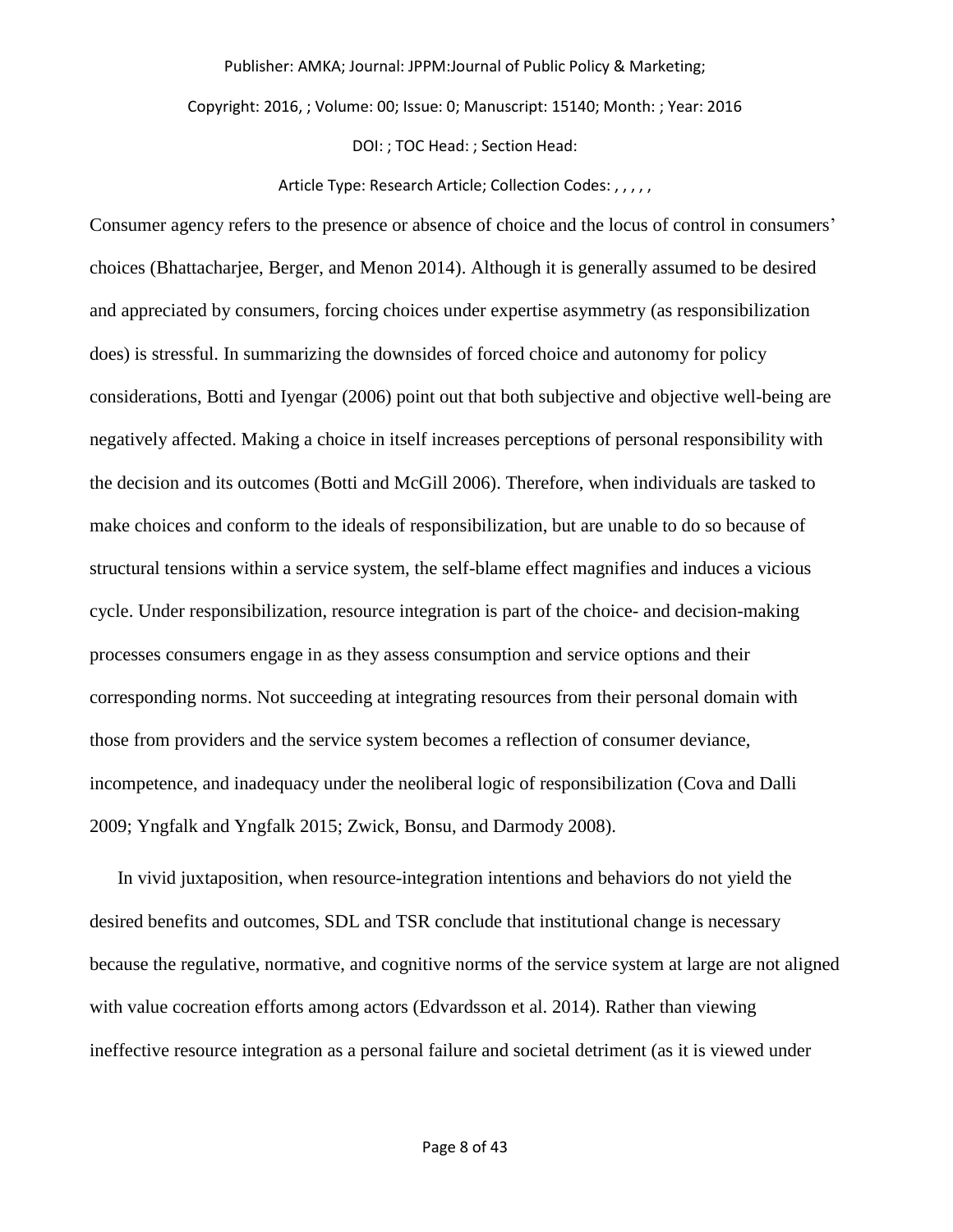Consumer agency refers to the presence or absence of choice and the locus of control in consumers' choices (Bhattacharjee, Berger, and Menon 2014). Although it is generally assumed to be desired and appreciated by consumers, forcing choices under expertise asymmetry (as responsibilization does) is stressful. In summarizing the downsides of forced choice and autonomy for policy considerations, Botti and Iyengar (2006) point out that both subjective and objective well-being are negatively affected. Making a choice in itself increases perceptions of personal responsibility with the decision and its outcomes (Botti and McGill 2006). Therefore, when individuals are tasked to make choices and conform to the ideals of responsibilization, but are unable to do so because of structural tensions within a service system, the self-blame effect magnifies and induces a vicious cycle. Under responsibilization, resource integration is part of the choice- and decision-making processes consumers engage in as they assess consumption and service options and their corresponding norms. Not succeeding at integrating resources from their personal domain with those from providers and the service system becomes a reflection of consumer deviance, incompetence, and inadequacy under the neoliberal logic of responsibilization (Cova and Dalli 2009; Yngfalk and Yngfalk 2015; Zwick, Bonsu, and Darmody 2008).

In vivid juxtaposition, when resource-integration intentions and behaviors do not yield the desired benefits and outcomes, SDL and TSR conclude that institutional change is necessary because the regulative, normative, and cognitive norms of the service system at large are not aligned with value cocreation efforts among actors (Edvardsson et al. 2014). Rather than viewing ineffective resource integration as a personal failure and societal detriment (as it is viewed under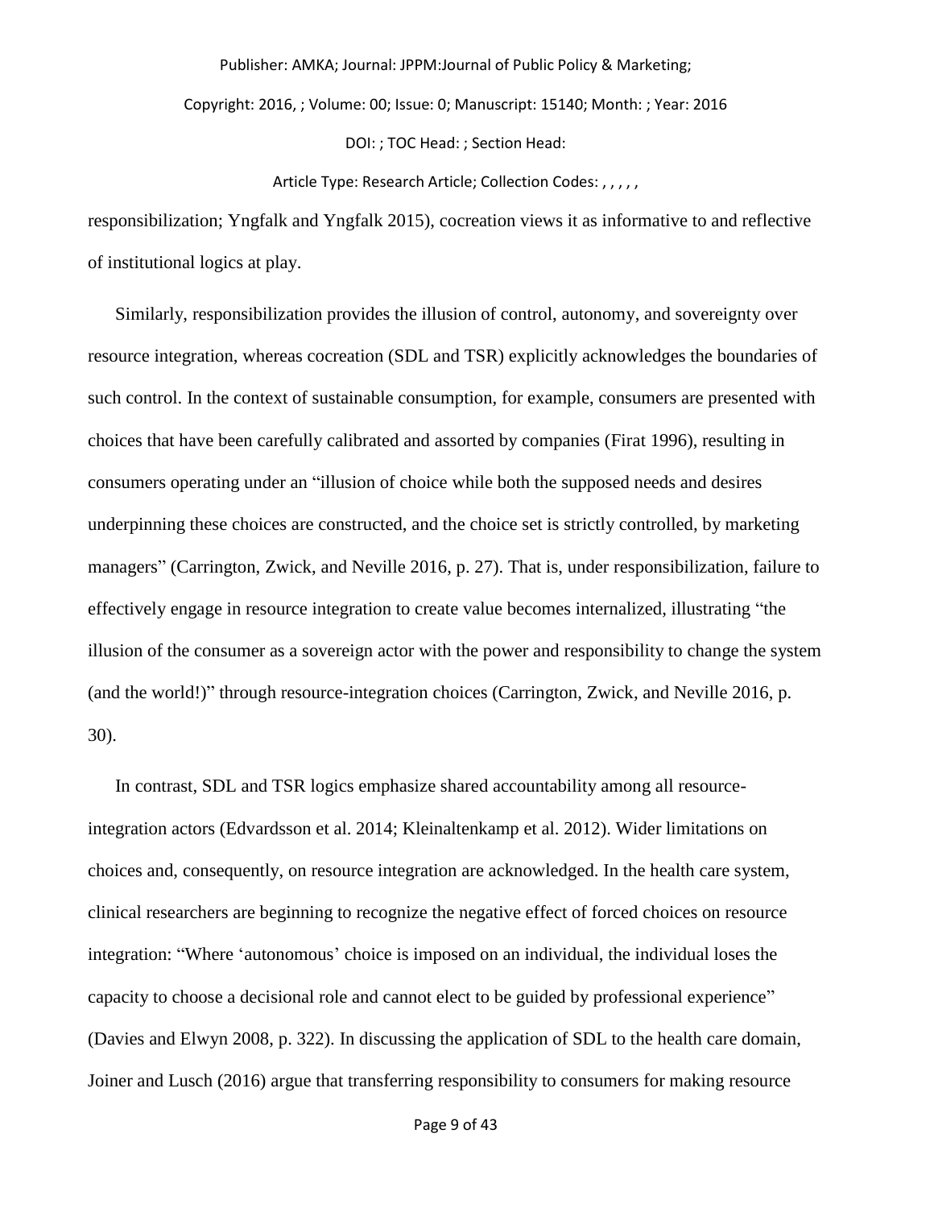responsibilization; Yngfalk and Yngfalk 2015), cocreation views it as informative to and reflective of institutional logics at play.

Similarly, responsibilization provides the illusion of control, autonomy, and sovereignty over resource integration, whereas cocreation (SDL and TSR) explicitly acknowledges the boundaries of such control. In the context of sustainable consumption, for example, consumers are presented with choices that have been carefully calibrated and assorted by companies (Firat 1996), resulting in consumers operating under an "illusion of choice while both the supposed needs and desires underpinning these choices are constructed, and the choice set is strictly controlled, by marketing managers" (Carrington, Zwick, and Neville 2016, p. 27). That is, under responsibilization, failure to effectively engage in resource integration to create value becomes internalized, illustrating "the illusion of the consumer as a sovereign actor with the power and responsibility to change the system (and the world!)" through resource-integration choices (Carrington, Zwick, and Neville 2016, p. 30).

In contrast, SDL and TSR logics emphasize shared accountability among all resource-integration actors (Edvardsson et al. 2014; Kleinaltenkamp et al. 2012). Wider limitations on choices and, consequently, on resource integration are acknowledged. In the health care system, clinical researchers are beginning to recognize the negative effect of forced choices on resource integration: "Where 'autonomous' choice is imposed on an individual, the individual loses the capacity to choose a decisional role and cannot elect to be guided by professional experience" (Davies and Elwyn 2008, p. 322). In discussing the application of SDL to the health care domain, Joiner and Lusch (2016) argue that transferring responsibility to consumers for making resource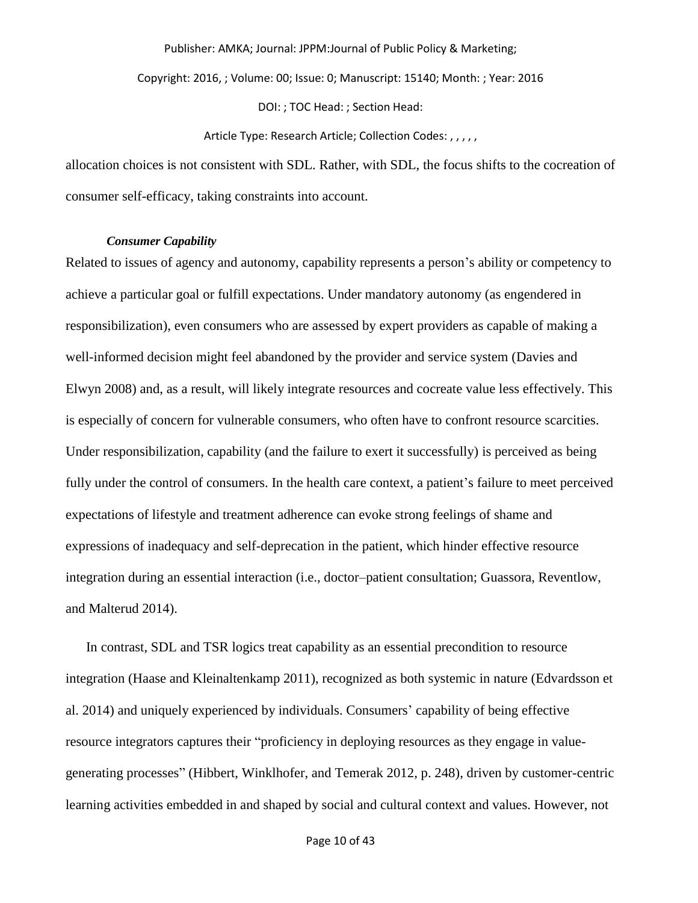allocation choices is not consistent with SDL. Rather, with SDL, the focus shifts to the cocreation of consumer self-efficacy, taking constraints into account.

### *Consumer Capability*

Related to issues of agency and autonomy, capability represents a person's ability or competency to achieve a particular goal or fulfill expectations. Under mandatory autonomy (as engendered in responsibilization), even consumers who are assessed by expert providers as capable of making a well-informed decision might feel abandoned by the provider and service system (Davies and Elwyn 2008) and, as a result, will likely integrate resources and cocreate value less effectively. This is especially of concern for vulnerable consumers, who often have to confront resource scarcities. Under responsibilization, capability (and the failure to exert it successfully) is perceived as being fully under the control of consumers. In the health care context, a patient's failure to meet perceived expectations of lifestyle and treatment adherence can evoke strong feelings of shame and expressions of inadequacy and self-deprecation in the patient, which hinder effective resource integration during an essential interaction (i.e., doctor–patient consultation; Guassora, Reventlow, and Malterud 2014).

In contrast, SDL and TSR logics treat capability as an essential precondition to resource integration (Haase and Kleinaltenkamp 2011), recognized as both systemic in nature (Edvardsson et al. 2014) and uniquely experienced by individuals. Consumers' capability of being effective resource integrators captures their "proficiency in deploying resources as they engage in value-generating processes" (Hibbert, Winklhofer, and Temerak 2012, p. 248), driven by customer-centric learning activities embedded in and shaped by social and cultural context and values. However, not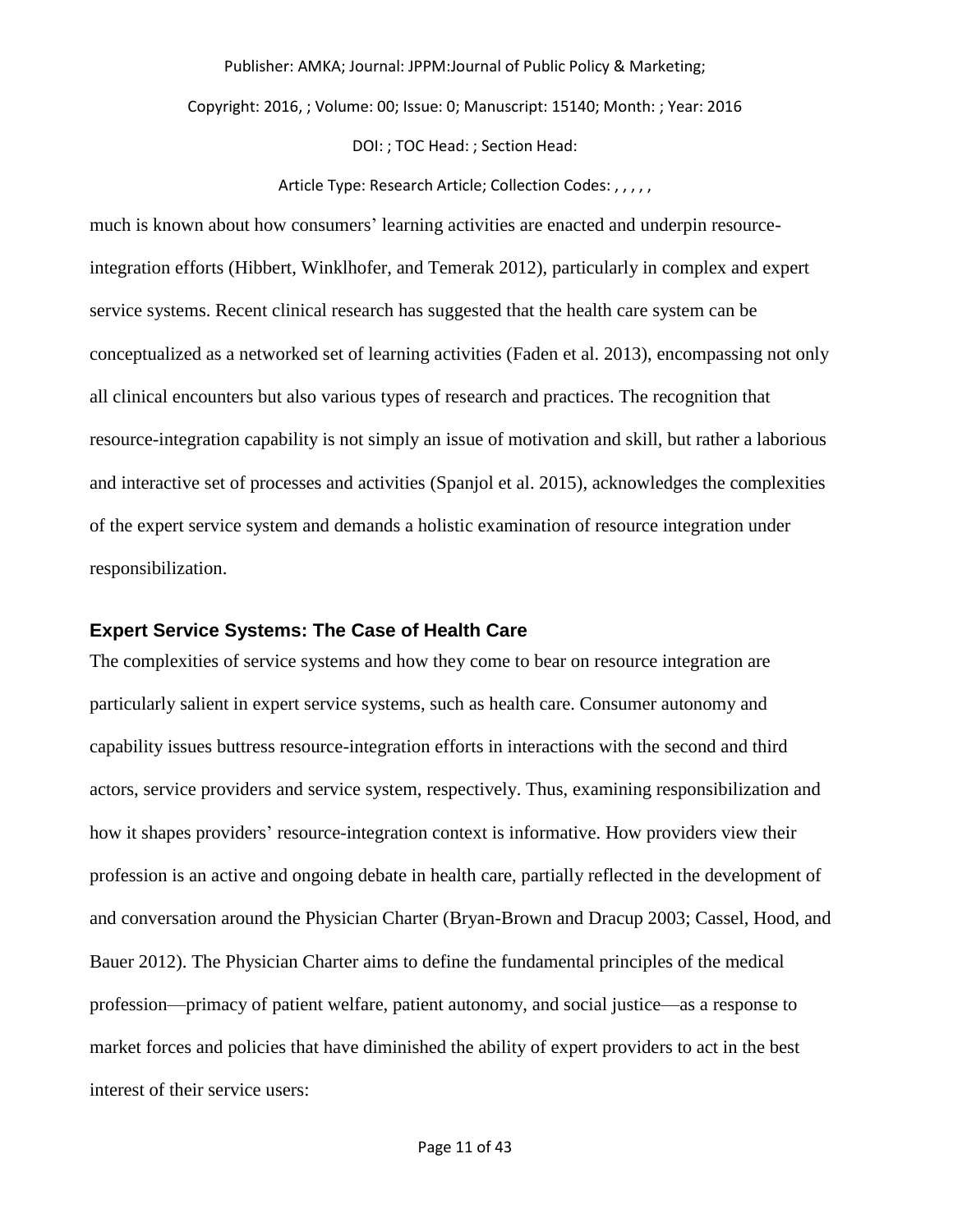much is known about how consumers' learning activities are enacted and underpin resource-integration efforts (Hibbert, Winklhofer, and Temerak 2012), particularly in complex and expert service systems. Recent clinical research has suggested that the health care system can be conceptualized as a networked set of learning activities (Faden et al. 2013), encompassing not only all clinical encounters but also various types of research and practices. The recognition that resource-integration capability is not simply an issue of motivation and skill, but rather a laborious and interactive set of processes and activities (Spanjol et al. 2015), acknowledges the complexities of the expert service system and demands a holistic examination of resource integration under responsibilization.

## Expert Service Systems: The Case of Health Care

The complexities of service systems and how they come to bear on resource integration are particularly salient in expert service systems, such as health care. Consumer autonomy and capability issues buttress resource-integration efforts in interactions with the second and third actors, service providers and service system, respectively. Thus, examining responsibilization and how it shapes providers' resource-integration context is informative. How providers view their profession is an active and ongoing debate in health care, partially reflected in the development of and conversation around the Physician Charter (Bryan-Brown and Dracup 2003; Cassel, Hood, and Bauer 2012). The Physician Charter aims to define the fundamental principles of the medical profession—primacy of patient welfare, patient autonomy, and social justice—as a response to market forces and policies that have diminished the ability of expert providers to act in the best interest of their service users: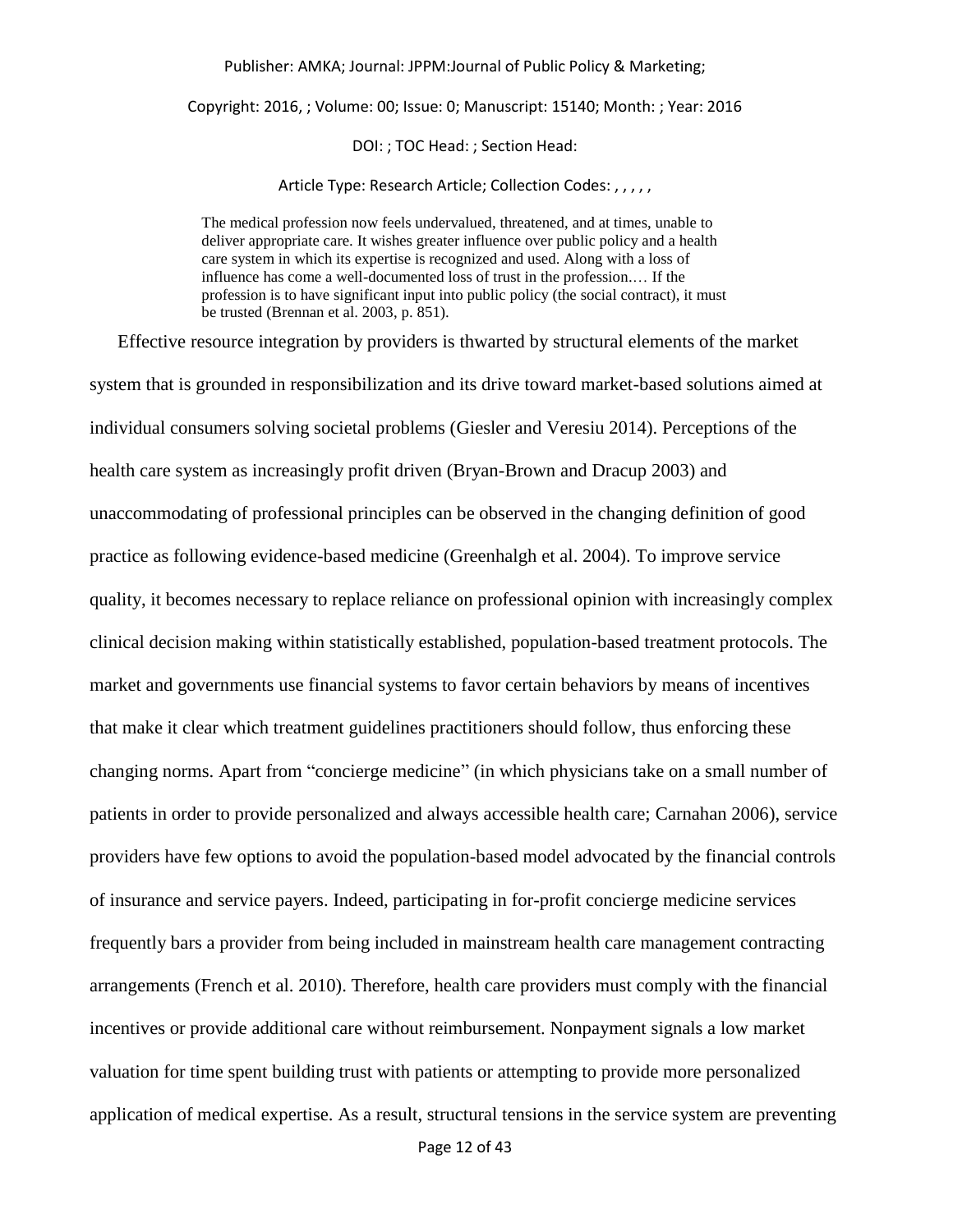> The medical profession now feels undervalued, threatened, and at times, unable to deliver appropriate care. It wishes greater influence over public policy and a health care system in which its expertise is recognized and used. Along with a loss of influence has come a well-documented loss of trust in the profession.… If the profession is to have significant input into public policy (the social contract), it must be trusted (Brennan et al. 2003, p. 851).

Effective resource integration by providers is thwarted by structural elements of the market system that is grounded in responsibilization and its drive toward market-based solutions aimed at individual consumers solving societal problems (Giesler and Veresiu 2014). Perceptions of the health care system as increasingly profit driven (Bryan-Brown and Dracup 2003) and unaccommodating of professional principles can be observed in the changing definition of good practice as following evidence-based medicine (Greenhalgh et al. 2004). To improve service quality, it becomes necessary to replace reliance on professional opinion with increasingly complex clinical decision making within statistically established, population-based treatment protocols. The market and governments use financial systems to favor certain behaviors by means of incentives that make it clear which treatment guidelines practitioners should follow, thus enforcing these changing norms. Apart from "concierge medicine" (in which physicians take on a small number of patients in order to provide personalized and always accessible health care; Carnahan 2006), service providers have few options to avoid the population-based model advocated by the financial controls of insurance and service payers. Indeed, participating in for-profit concierge medicine services frequently bars a provider from being included in mainstream health care management contracting arrangements (French et al. 2010). Therefore, health care providers must comply with the financial incentives or provide additional care without reimbursement. Nonpayment signals a low market valuation for time spent building trust with patients or attempting to provide more personalized application of medical expertise. As a result, structural tensions in the service system are preventing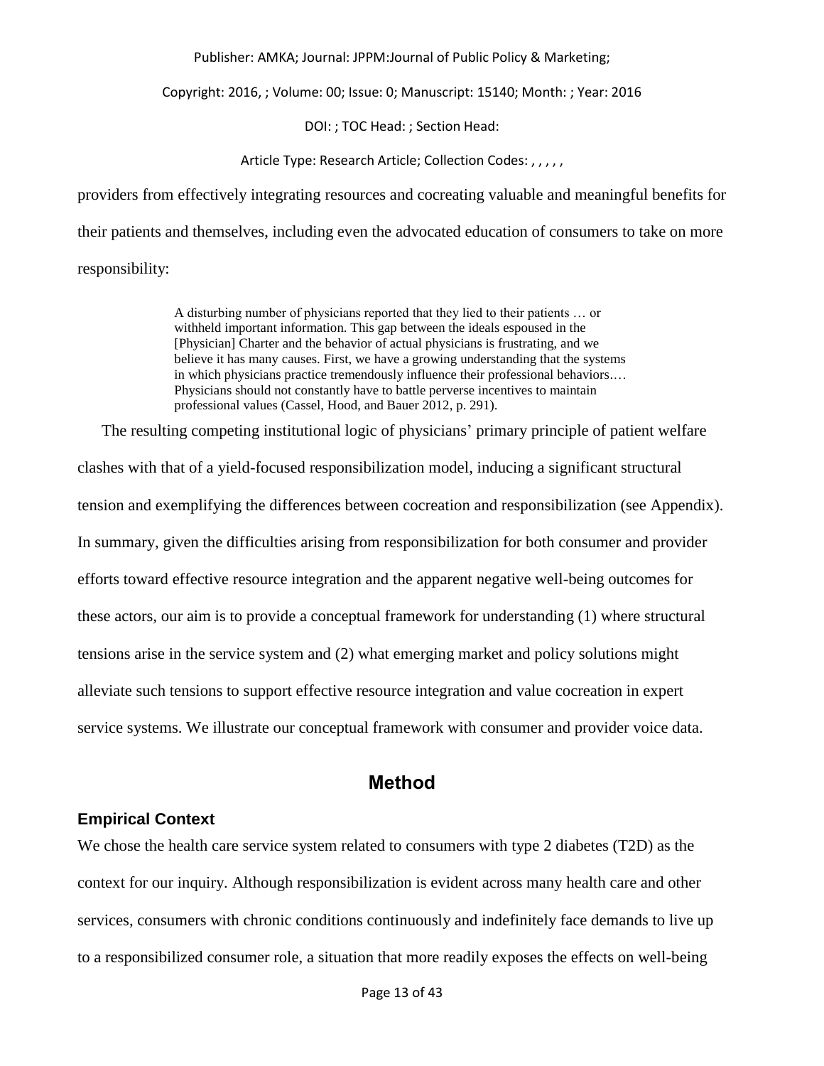providers from effectively integrating resources and cocreating valuable and meaningful benefits for their patients and themselves, including even the advocated education of consumers to take on more responsibility:

> A disturbing number of physicians reported that they lied to their patients … or withheld important information. This gap between the ideals espoused in the [Physician] Charter and the behavior of actual physicians is frustrating, and we believe it has many causes. First, we have a growing understanding that the systems in which physicians practice tremendously influence their professional behaviors.… Physicians should not constantly have to battle perverse incentives to maintain professional values (Cassel, Hood, and Bauer 2012, p. 291).

The resulting competing institutional logic of physicians' primary principle of patient welfare clashes with that of a yield-focused responsibilization model, inducing a significant structural tension and exemplifying the differences between cocreation and responsibilization (see Appendix). In summary, given the difficulties arising from responsibilization for both consumer and provider efforts toward effective resource integration and the apparent negative well-being outcomes for these actors, our aim is to provide a conceptual framework for understanding (1) where structural tensions arise in the service system and (2) what emerging market and policy solutions might alleviate such tensions to support effective resource integration and value cocreation in expert service systems. We illustrate our conceptual framework with consumer and provider voice data.

## Method

### Empirical Context

We chose the health care service system related to consumers with type 2 diabetes (T2D) as the context for our inquiry. Although responsibilization is evident across many health care and other services, consumers with chronic conditions continuously and indefinitely face demands to live up to a responsibilized consumer role, a situation that more readily exposes the effects on well-being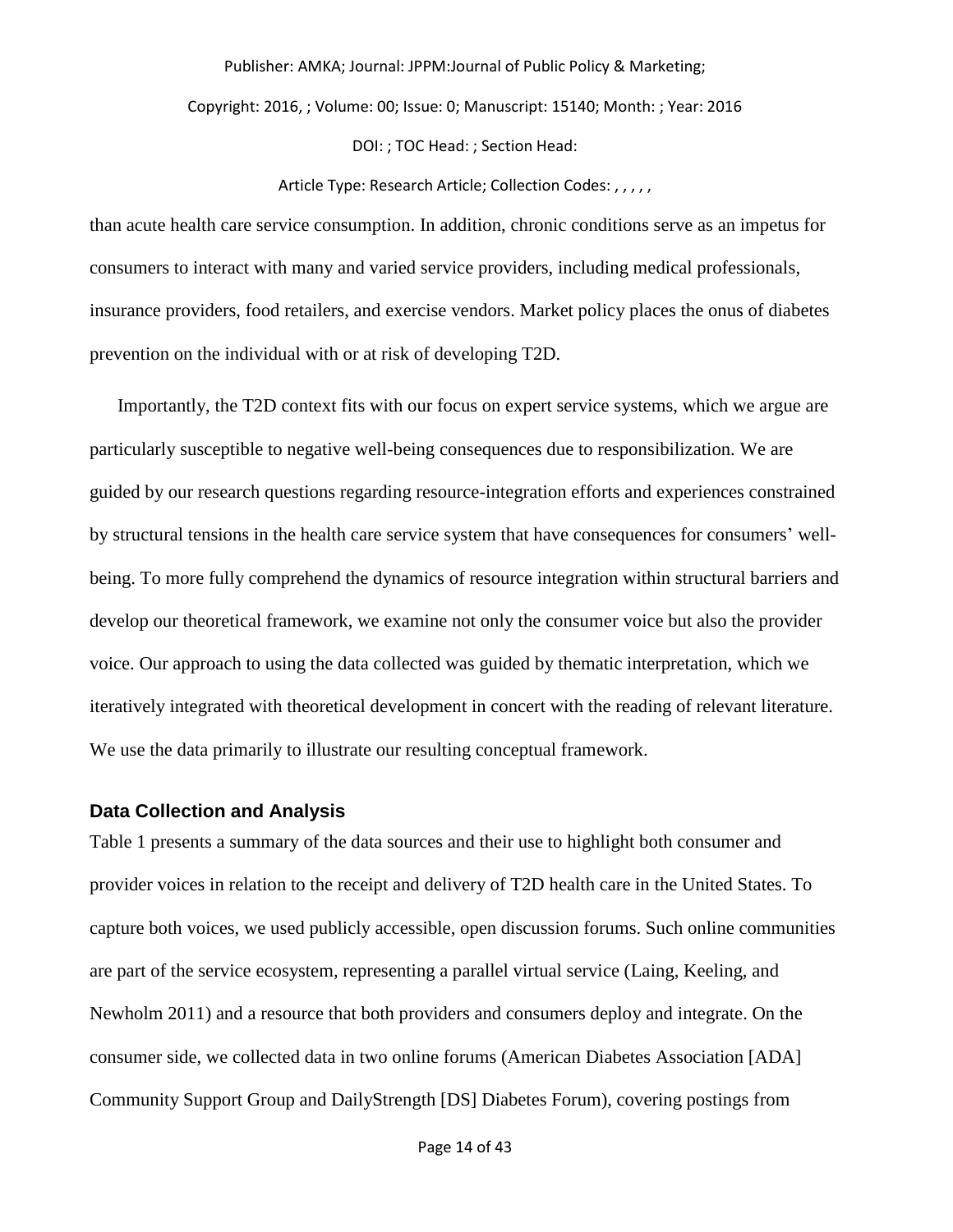than acute health care service consumption. In addition, chronic conditions serve as an impetus for consumers to interact with many and varied service providers, including medical professionals, insurance providers, food retailers, and exercise vendors. Market policy places the onus of diabetes prevention on the individual with or at risk of developing T2D.

Importantly, the T2D context fits with our focus on expert service systems, which we argue are particularly susceptible to negative well-being consequences due to responsibilization. We are guided by our research questions regarding resource-integration efforts and experiences constrained by structural tensions in the health care service system that have consequences for consumers' well-being. To more fully comprehend the dynamics of resource integration within structural barriers and develop our theoretical framework, we examine not only the consumer voice but also the provider voice. Our approach to using the data collected was guided by thematic interpretation, which we iteratively integrated with theoretical development in concert with the reading of relevant literature. We use the data primarily to illustrate our resulting conceptual framework.

### Data Collection and Analysis

Table 1 presents a summary of the data sources and their use to highlight both consumer and provider voices in relation to the receipt and delivery of T2D health care in the United States. To capture both voices, we used publicly accessible, open discussion forums. Such online communities are part of the service ecosystem, representing a parallel virtual service (Laing, Keeling, and Newholm 2011) and a resource that both providers and consumers deploy and integrate. On the consumer side, we collected data in two online forums (American Diabetes Association [ADA] Community Support Group and DailyStrength [DS] Diabetes Forum), covering postings from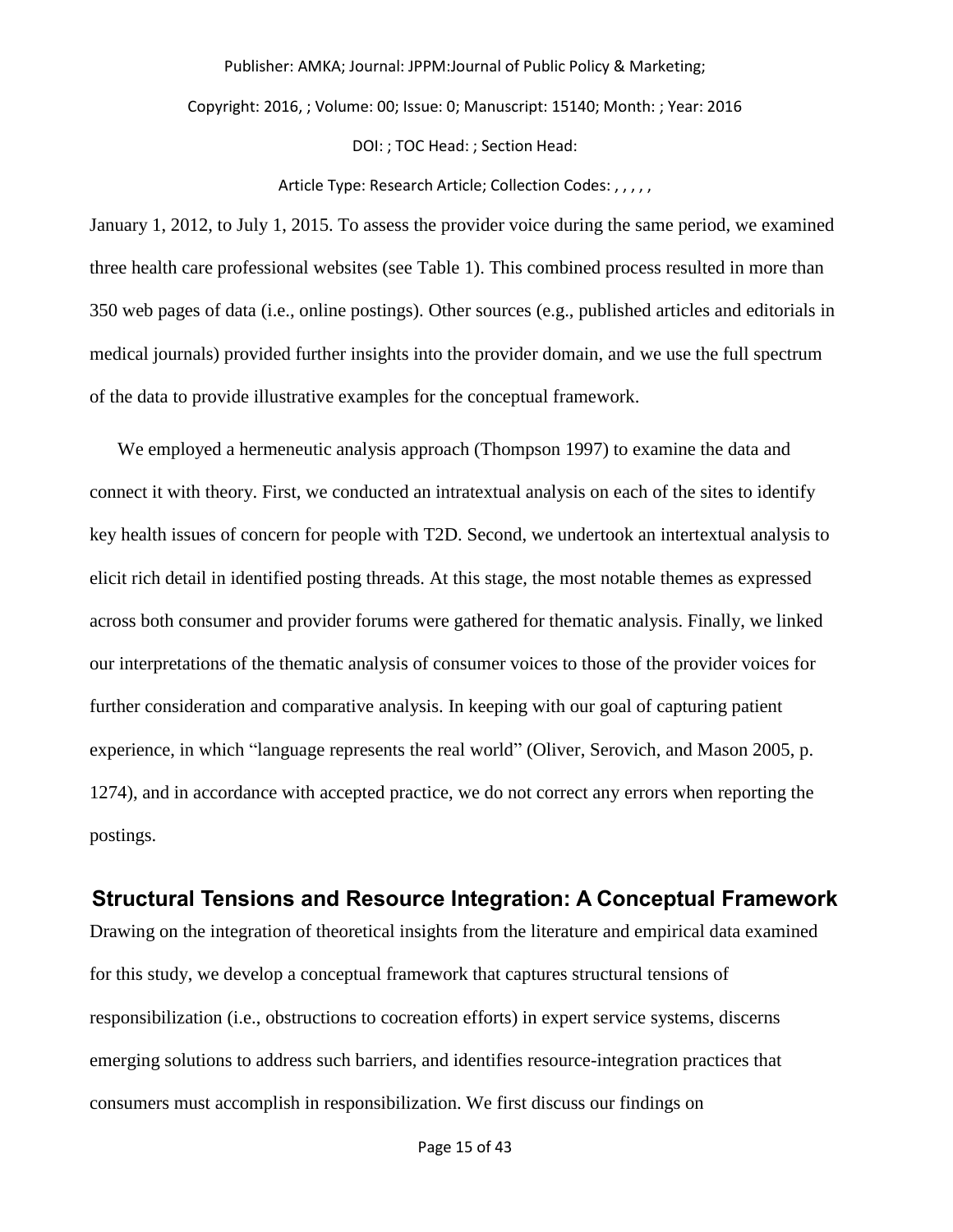January 1, 2012, to July 1, 2015. To assess the provider voice during the same period, we examined three health care professional websites (see Table 1). This combined process resulted in more than 350 web pages of data (i.e., online postings). Other sources (e.g., published articles and editorials in medical journals) provided further insights into the provider domain, and we use the full spectrum of the data to provide illustrative examples for the conceptual framework.

We employed a hermeneutic analysis approach (Thompson 1997) to examine the data and connect it with theory. First, we conducted an intratextual analysis on each of the sites to identify key health issues of concern for people with T2D. Second, we undertook an intertextual analysis to elicit rich detail in identified posting threads. At this stage, the most notable themes as expressed across both consumer and provider forums were gathered for thematic analysis. Finally, we linked our interpretations of the thematic analysis of consumer voices to those of the provider voices for further consideration and comparative analysis. In keeping with our goal of capturing patient experience, in which "language represents the real world" (Oliver, Serovich, and Mason 2005, p. 1274), and in accordance with accepted practice, we do not correct any errors when reporting the postings.

## Structural Tensions and Resource Integration: A Conceptual Framework

Drawing on the integration of theoretical insights from the literature and empirical data examined for this study, we develop a conceptual framework that captures structural tensions of responsibilization (i.e., obstructions to cocreation efforts) in expert service systems, discerns emerging solutions to address such barriers, and identifies resource-integration practices that consumers must accomplish in responsibilization. We first discuss our findings on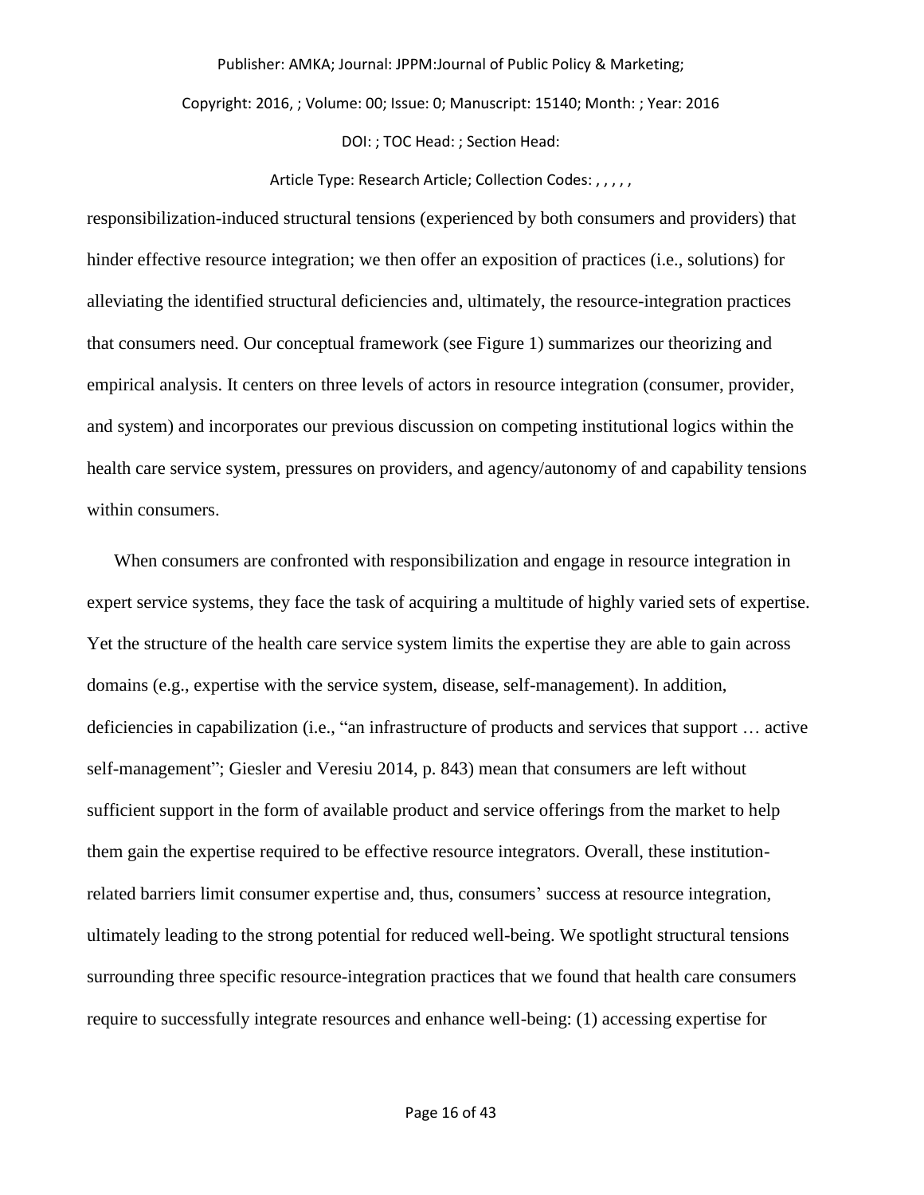responsibilization-induced structural tensions (experienced by both consumers and providers) that hinder effective resource integration; we then offer an exposition of practices (i.e., solutions) for alleviating the identified structural deficiencies and, ultimately, the resource-integration practices that consumers need. Our conceptual framework (see Figure 1) summarizes our theorizing and empirical analysis. It centers on three levels of actors in resource integration (consumer, provider, and system) and incorporates our previous discussion on competing institutional logics within the health care service system, pressures on providers, and agency/autonomy of and capability tensions within consumers.

When consumers are confronted with responsibilization and engage in resource integration in expert service systems, they face the task of acquiring a multitude of highly varied sets of expertise. Yet the structure of the health care service system limits the expertise they are able to gain across domains (e.g., expertise with the service system, disease, self-management). In addition, deficiencies in capabilization (i.e., "an infrastructure of products and services that support … active self-management"; Giesler and Veresiu 2014, p. 843) mean that consumers are left without sufficient support in the form of available product and service offerings from the market to help them gain the expertise required to be effective resource integrators. Overall, these institution-related barriers limit consumer expertise and, thus, consumers' success at resource integration, ultimately leading to the strong potential for reduced well-being. We spotlight structural tensions surrounding three specific resource-integration practices that we found that health care consumers require to successfully integrate resources and enhance well-being: (1) accessing expertise for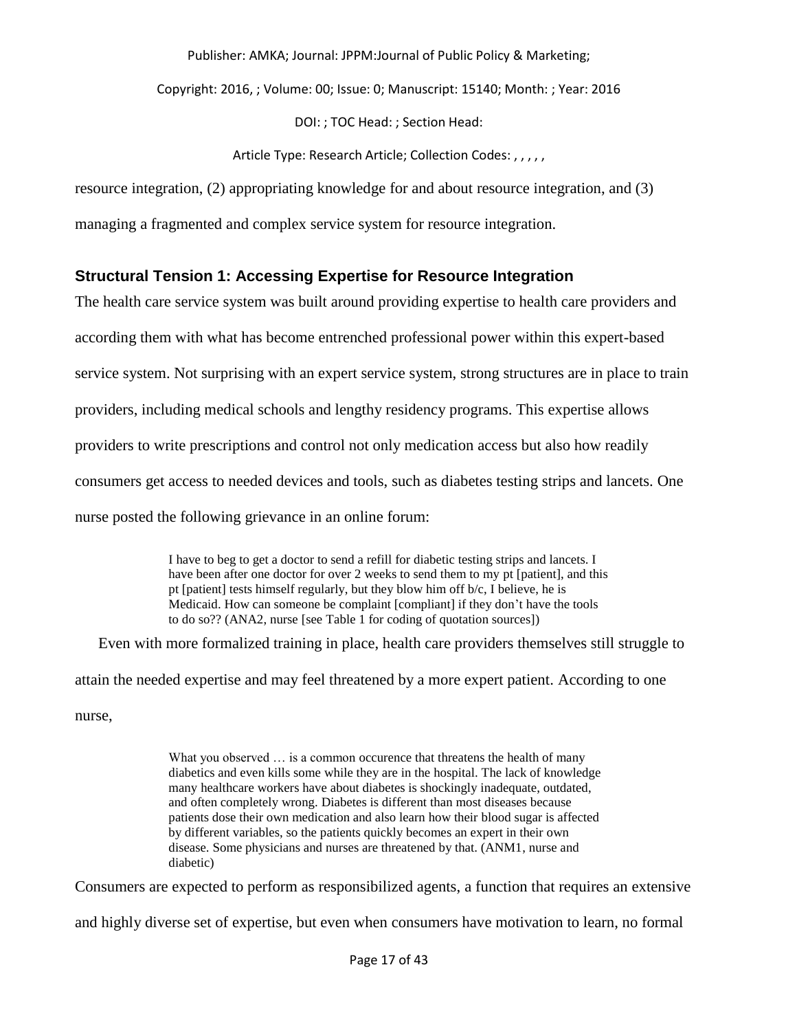resource integration, (2) appropriating knowledge for and about resource integration, and (3) managing a fragmented and complex service system for resource integration.

### Structural Tension 1: Accessing Expertise for Resource Integration

The health care service system was built around providing expertise to health care providers and according them with what has become entrenched professional power within this expert-based service system. Not surprising with an expert service system, strong structures are in place to train providers, including medical schools and lengthy residency programs. This expertise allows providers to write prescriptions and control not only medication access but also how readily consumers get access to needed devices and tools, such as diabetes testing strips and lancets. One nurse posted the following grievance in an online forum:

> I have to beg to get a doctor to send a refill for diabetic testing strips and lancets. I have been after one doctor for over 2 weeks to send them to my pt [patient], and this pt [patient] tests himself regularly, but they blow him off b/c, I believe, he is Medicaid. How can someone be complaint [compliant] if they don't have the tools to do so?? (ANA2, nurse [see Table 1 for coding of quotation sources])

Even with more formalized training in place, health care providers themselves still struggle to attain the needed expertise and may feel threatened by a more expert patient. According to one nurse,

> What you observed … is a common occurence that threatens the health of many diabetics and even kills some while they are in the hospital. The lack of knowledge many healthcare workers have about diabetes is shockingly inadequate, outdated, and often completely wrong. Diabetes is different than most diseases because patients dose their own medication and also learn how their blood sugar is affected by different variables, so the patients quickly becomes an expert in their own disease. Some physicians and nurses are threatened by that. (ANM1, nurse and diabetic)

Consumers are expected to perform as responsibilized agents, a function that requires an extensive and highly diverse set of expertise, but even when consumers have motivation to learn, no formal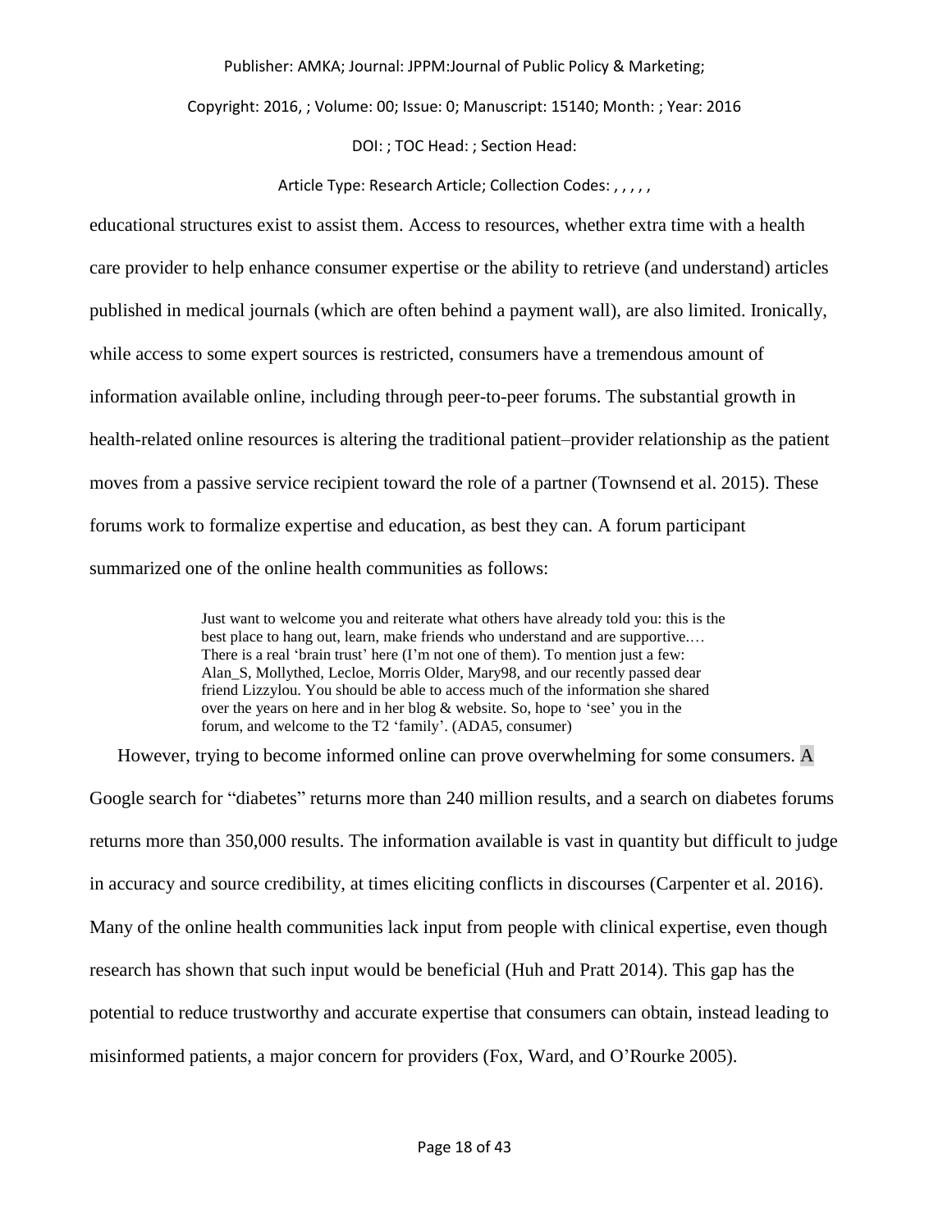educational structures exist to assist them. Access to resources, whether extra time with a health care provider to help enhance consumer expertise or the ability to retrieve (and understand) articles published in medical journals (which are often behind a payment wall), are also limited. Ironically, while access to some expert sources is restricted, consumers have a tremendous amount of information available online, including through peer-to-peer forums. The substantial growth in health-related online resources is altering the traditional patient–provider relationship as the patient moves from a passive service recipient toward the role of a partner (Townsend et al. 2015). These forums work to formalize expertise and education, as best they can. A forum participant summarized one of the online health communities as follows:

> Just want to welcome you and reiterate what others have already told you: this is the best place to hang out, learn, make friends who understand and are supportive.… There is a real 'brain trust' here (I'm not one of them). To mention just a few: Alan_S, Mollythed, Lecloe, Morris Older, Mary98, and our recently passed dear friend Lizzylou. You should be able to access much of the information she shared over the years on here and in her blog & website. So, hope to 'see' you in the forum, and welcome to the T2 'family'. (ADA5, consumer)

However, trying to become informed online can prove overwhelming for some consumers. A Google search for "diabetes" returns more than 240 million results, and a search on diabetes forums returns more than 350,000 results. The information available is vast in quantity but difficult to judge in accuracy and source credibility, at times eliciting conflicts in discourses (Carpenter et al. 2016). Many of the online health communities lack input from people with clinical expertise, even though research has shown that such input would be beneficial (Huh and Pratt 2014). This gap has the potential to reduce trustworthy and accurate expertise that consumers can obtain, instead leading to misinformed patients, a major concern for providers (Fox, Ward, and O'Rourke 2005).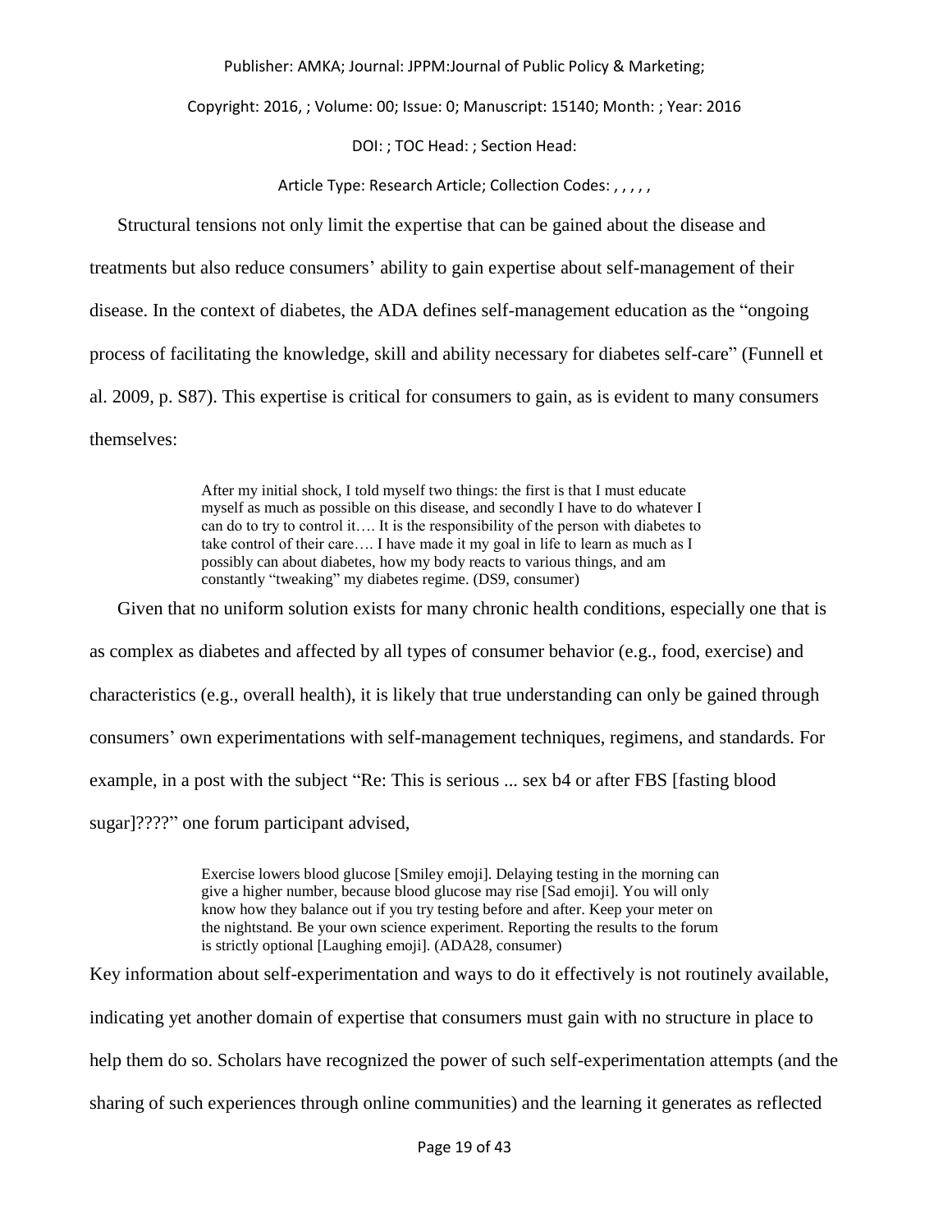Structural tensions not only limit the expertise that can be gained about the disease and treatments but also reduce consumers' ability to gain expertise about self-management of their disease. In the context of diabetes, the ADA defines self-management education as the "ongoing process of facilitating the knowledge, skill and ability necessary for diabetes self-care" (Funnell et al. 2009, p. S87). This expertise is critical for consumers to gain, as is evident to many consumers themselves:

> After my initial shock, I told myself two things: the first is that I must educate myself as much as possible on this disease, and secondly I have to do whatever I can do to try to control it…. It is the responsibility of the person with diabetes to take control of their care…. I have made it my goal in life to learn as much as I possibly can about diabetes, how my body reacts to various things, and am constantly "tweaking" my diabetes regime. (DS9, consumer)

Given that no uniform solution exists for many chronic health conditions, especially one that is as complex as diabetes and affected by all types of consumer behavior (e.g., food, exercise) and characteristics (e.g., overall health), it is likely that true understanding can only be gained through consumers' own experimentations with self-management techniques, regimens, and standards. For example, in a post with the subject "Re: This is serious ... sex b4 or after FBS [fasting blood sugar]????" one forum participant advised,

> Exercise lowers blood glucose [Smiley emoji]. Delaying testing in the morning can give a higher number, because blood glucose may rise [Sad emoji]. You will only know how they balance out if you try testing before and after. Keep your meter on the nightstand. Be your own science experiment. Reporting the results to the forum is strictly optional [Laughing emoji]. (ADA28, consumer)

Key information about self-experimentation and ways to do it effectively is not routinely available, indicating yet another domain of expertise that consumers must gain with no structure in place to help them do so. Scholars have recognized the power of such self-experimentation attempts (and the sharing of such experiences through online communities) and the learning it generates as reflected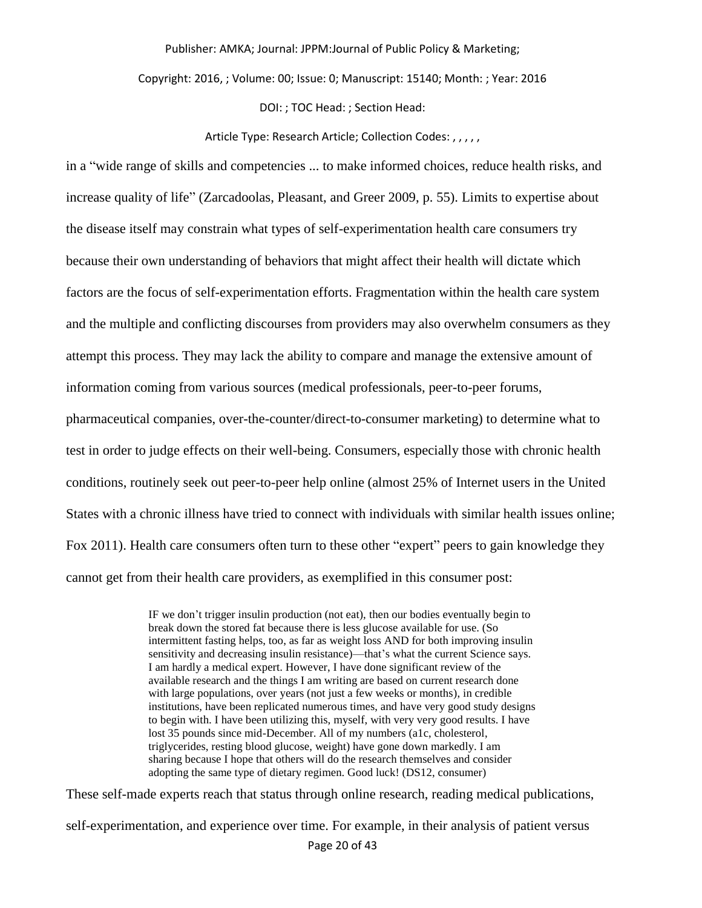in a “wide range of skills and competencies ... to make informed choices, reduce health risks, and increase quality of life” (Zarcadoolas, Pleasant, and Greer 2009, p. 55). Limits to expertise about the disease itself may constrain what types of self-experimentation health care consumers try because their own understanding of behaviors that might affect their health will dictate which factors are the focus of self-experimentation efforts. Fragmentation within the health care system and the multiple and conflicting discourses from providers may also overwhelm consumers as they attempt this process. They may lack the ability to compare and manage the extensive amount of information coming from various sources (medical professionals, peer-to-peer forums, pharmaceutical companies, over-the-counter/direct-to-consumer marketing) to determine what to test in order to judge effects on their well-being. Consumers, especially those with chronic health conditions, routinely seek out peer-to-peer help online (almost 25% of Internet users in the United States with a chronic illness have tried to connect with individuals with similar health issues online; Fox 2011). Health care consumers often turn to these other “expert” peers to gain knowledge they cannot get from their health care providers, as exemplified in this consumer post:

> IF we don’t trigger insulin production (not eat), then our bodies eventually begin to break down the stored fat because there is less glucose available for use. (So intermittent fasting helps, too, as far as weight loss AND for both improving insulin sensitivity and decreasing insulin resistance)—that’s what the current Science says. I am hardly a medical expert. However, I have done significant review of the available research and the things I am writing are based on current research done with large populations, over years (not just a few weeks or months), in credible institutions, have been replicated numerous times, and have very good study designs to begin with. I have been utilizing this, myself, with very very good results. I have lost 35 pounds since mid-December. All of my numbers (a1c, cholesterol, triglycerides, resting blood glucose, weight) have gone down markedly. I am sharing because I hope that others will do the research themselves and consider adopting the same type of dietary regimen. Good luck! (DS12, consumer)

These self-made experts reach that status through online research, reading medical publications, self-experimentation, and experience over time. For example, in their analysis of patient versus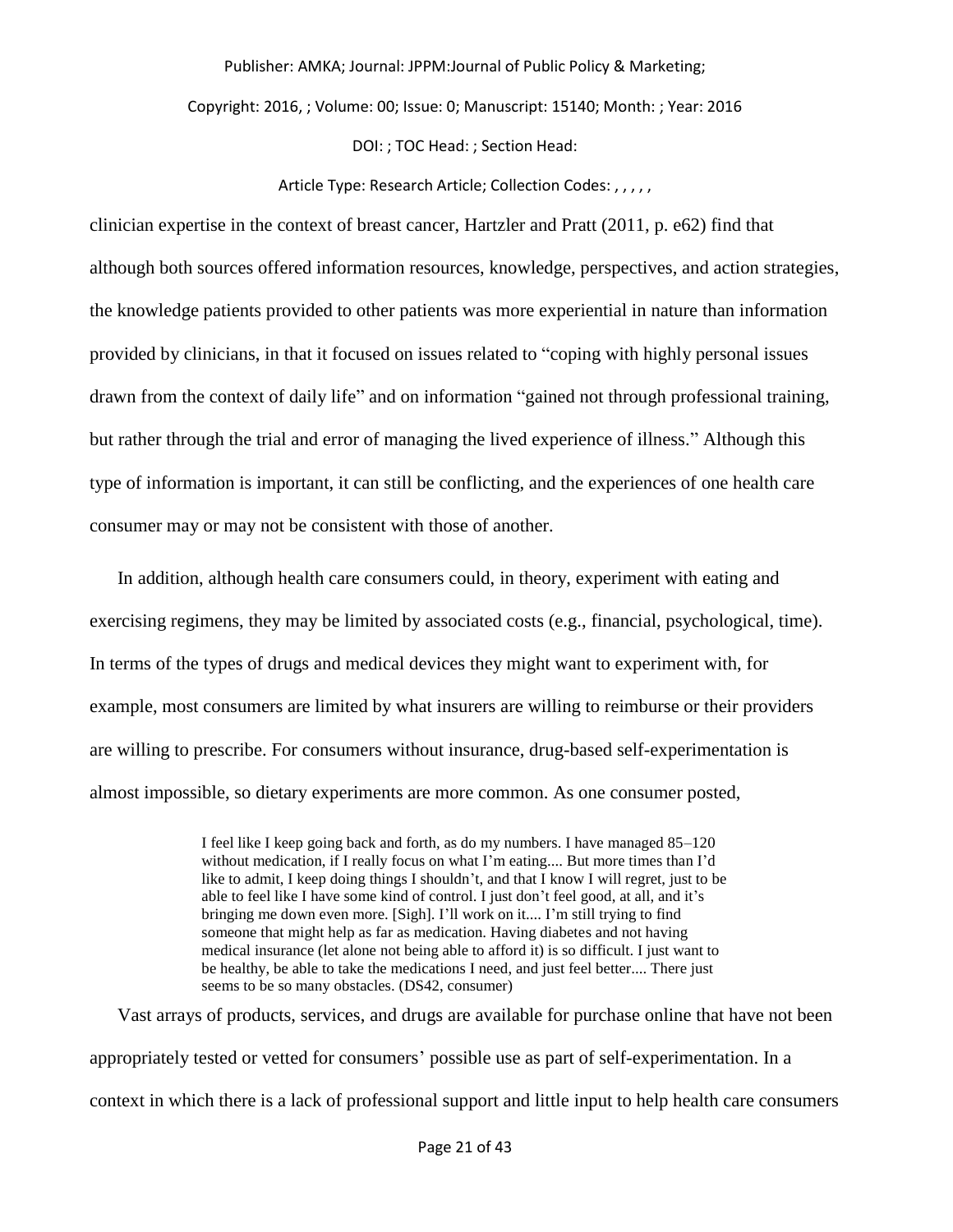clinician expertise in the context of breast cancer, Hartzler and Pratt (2011, p. e62) find that although both sources offered information resources, knowledge, perspectives, and action strategies, the knowledge patients provided to other patients was more experiential in nature than information provided by clinicians, in that it focused on issues related to "coping with highly personal issues drawn from the context of daily life" and on information "gained not through professional training, but rather through the trial and error of managing the lived experience of illness." Although this type of information is important, it can still be conflicting, and the experiences of one health care consumer may or may not be consistent with those of another.

In addition, although health care consumers could, in theory, experiment with eating and exercising regimens, they may be limited by associated costs (e.g., financial, psychological, time). In terms of the types of drugs and medical devices they might want to experiment with, for example, most consumers are limited by what insurers are willing to reimburse or their providers are willing to prescribe. For consumers without insurance, drug-based self-experimentation is almost impossible, so dietary experiments are more common. As one consumer posted,

> I feel like I keep going back and forth, as do my numbers. I have managed 85–120 without medication, if I really focus on what I'm eating.... But more times than I'd like to admit, I keep doing things I shouldn't, and that I know I will regret, just to be able to feel like I have some kind of control. I just don't feel good, at all, and it's bringing me down even more. [Sigh]. I'll work on it.... I'm still trying to find someone that might help as far as medication. Having diabetes and not having medical insurance (let alone not being able to afford it) is so difficult. I just want to be healthy, be able to take the medications I need, and just feel better.... There just seems to be so many obstacles. (DS42, consumer)

Vast arrays of products, services, and drugs are available for purchase online that have not been appropriately tested or vetted for consumers' possible use as part of self-experimentation. In a context in which there is a lack of professional support and little input to help health care consumers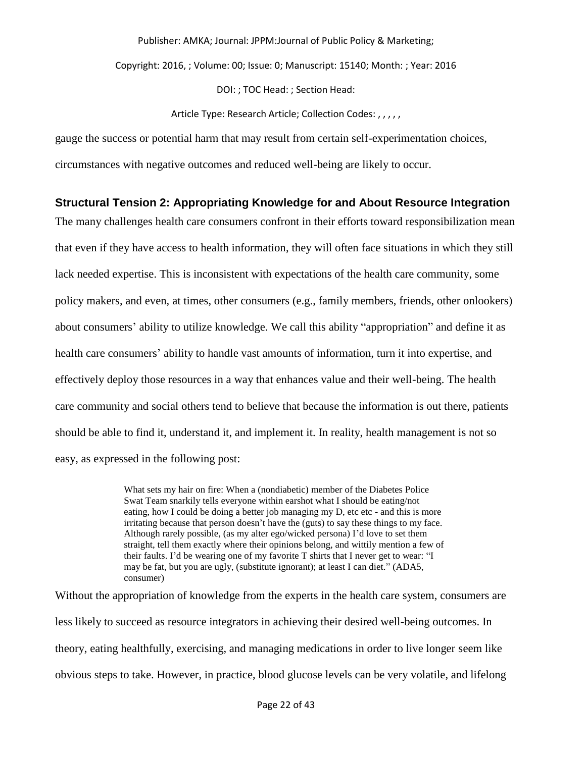gauge the success or potential harm that may result from certain self-experimentation choices, circumstances with negative outcomes and reduced well-being are likely to occur.

### Structural Tension 2: Appropriating Knowledge for and About Resource Integration

The many challenges health care consumers confront in their efforts toward responsibilization mean that even if they have access to health information, they will often face situations in which they still lack needed expertise. This is inconsistent with expectations of the health care community, some policy makers, and even, at times, other consumers (e.g., family members, friends, other onlookers) about consumers' ability to utilize knowledge. We call this ability "appropriation" and define it as health care consumers' ability to handle vast amounts of information, turn it into expertise, and effectively deploy those resources in a way that enhances value and their well-being. The health care community and social others tend to believe that because the information is out there, patients should be able to find it, understand it, and implement it. In reality, health management is not so easy, as expressed in the following post:

> What sets my hair on fire: When a (nondiabetic) member of the Diabetes Police Swat Team snarkily tells everyone within earshot what I should be eating/not eating, how I could be doing a better job managing my D, etc etc - and this is more irritating because that person doesn't have the (guts) to say these things to my face. Although rarely possible, (as my alter ego/wicked persona) I'd love to set them straight, tell them exactly where their opinions belong, and wittily mention a few of their faults. I'd be wearing one of my favorite T shirts that I never get to wear: "I may be fat, but you are ugly, (substitute ignorant); at least I can diet." (ADA5, consumer)

Without the appropriation of knowledge from the experts in the health care system, consumers are less likely to succeed as resource integrators in achieving their desired well-being outcomes. In theory, eating healthfully, exercising, and managing medications in order to live longer seem like obvious steps to take. However, in practice, blood glucose levels can be very volatile, and lifelong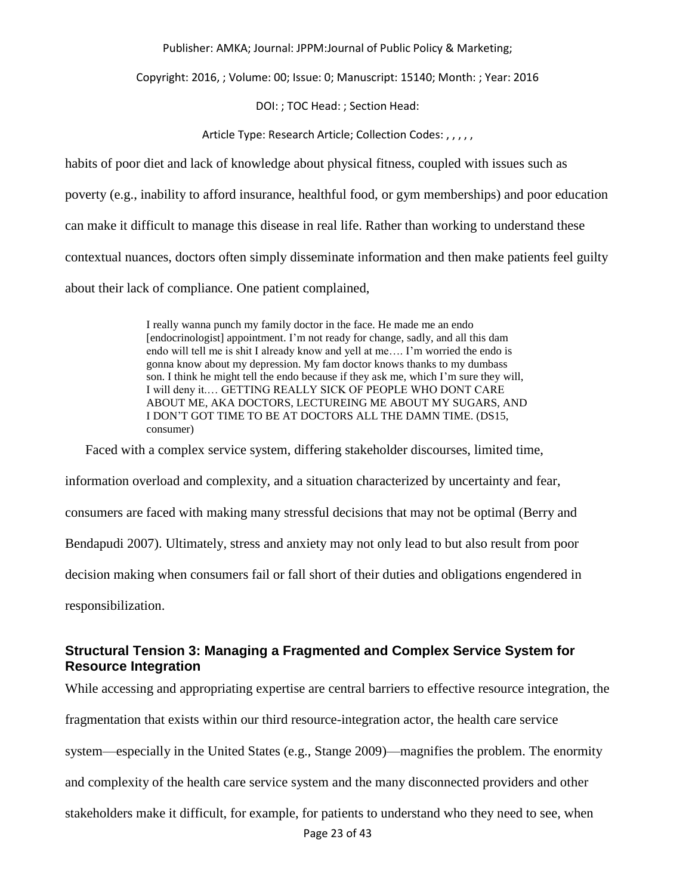habits of poor diet and lack of knowledge about physical fitness, coupled with issues such as poverty (e.g., inability to afford insurance, healthful food, or gym memberships) and poor education can make it difficult to manage this disease in real life. Rather than working to understand these contextual nuances, doctors often simply disseminate information and then make patients feel guilty about their lack of compliance. One patient complained,

> I really wanna punch my family doctor in the face. He made me an endo [endocrinologist] appointment. I'm not ready for change, sadly, and all this dam endo will tell me is shit I already know and yell at me…. I'm worried the endo is gonna know about my depression. My fam doctor knows thanks to my dumbass son. I think he might tell the endo because if they ask me, which I'm sure they will, I will deny it.… GETTING REALLY SICK OF PEOPLE WHO DONT CARE ABOUT ME, AKA DOCTORS, LECTUREING ME ABOUT MY SUGARS, AND I DON'T GOT TIME TO BE AT DOCTORS ALL THE DAMN TIME. (DS15, consumer)

Faced with a complex service system, differing stakeholder discourses, limited time, information overload and complexity, and a situation characterized by uncertainty and fear, consumers are faced with making many stressful decisions that may not be optimal (Berry and Bendapudi 2007). Ultimately, stress and anxiety may not only lead to but also result from poor decision making when consumers fail or fall short of their duties and obligations engendered in responsibilization.

### Structural Tension 3: Managing a Fragmented and Complex Service System for Resource Integration

While accessing and appropriating expertise are central barriers to effective resource integration, the fragmentation that exists within our third resource-integration actor, the health care service system—especially in the United States (e.g., Stange 2009)—magnifies the problem. The enormity and complexity of the health care service system and the many disconnected providers and other stakeholders make it difficult, for example, for patients to understand who they need to see, when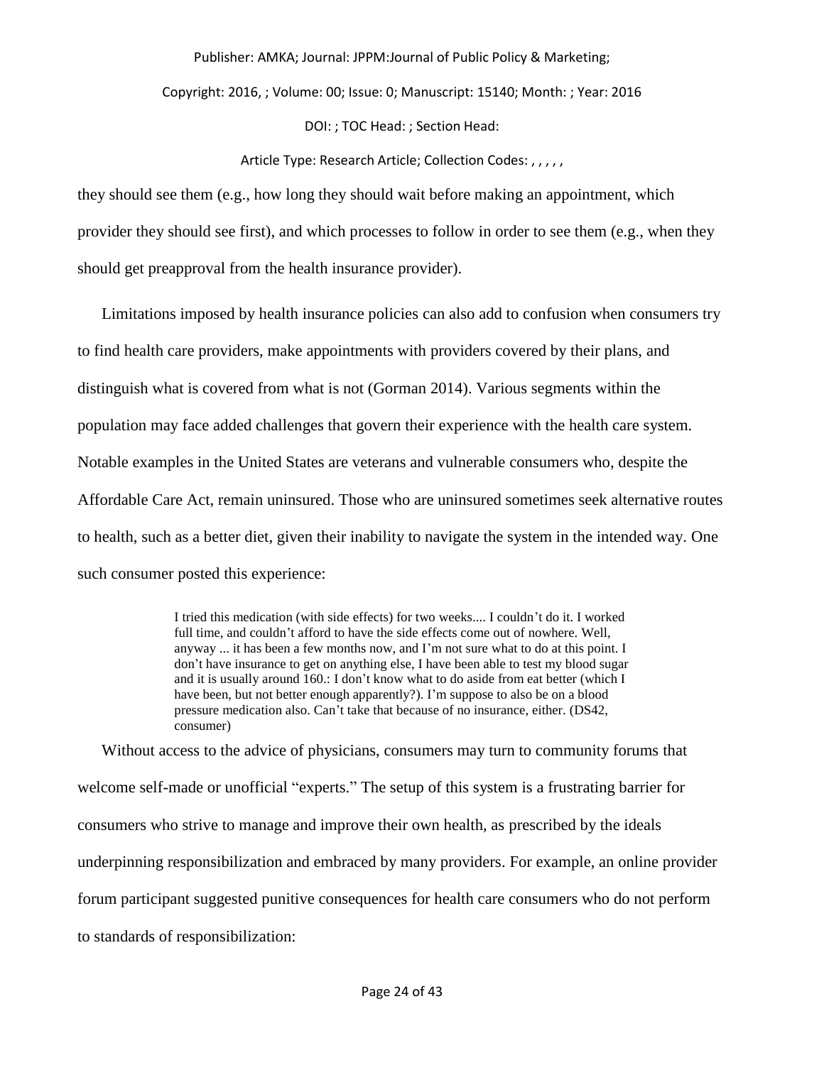they should see them (e.g., how long they should wait before making an appointment, which provider they should see first), and which processes to follow in order to see them (e.g., when they should get preapproval from the health insurance provider).

Limitations imposed by health insurance policies can also add to confusion when consumers try to find health care providers, make appointments with providers covered by their plans, and distinguish what is covered from what is not (Gorman 2014). Various segments within the population may face added challenges that govern their experience with the health care system. Notable examples in the United States are veterans and vulnerable consumers who, despite the Affordable Care Act, remain uninsured. Those who are uninsured sometimes seek alternative routes to health, such as a better diet, given their inability to navigate the system in the intended way. One such consumer posted this experience:

> I tried this medication (with side effects) for two weeks.... I couldn't do it. I worked full time, and couldn't afford to have the side effects come out of nowhere. Well, anyway ... it has been a few months now, and I'm not sure what to do at this point. I don't have insurance to get on anything else, I have been able to test my blood sugar and it is usually around 160.: I don't know what to do aside from eat better (which I have been, but not better enough apparently?). I'm suppose to also be on a blood pressure medication also. Can't take that because of no insurance, either. (DS42, consumer)

Without access to the advice of physicians, consumers may turn to community forums that welcome self-made or unofficial "experts." The setup of this system is a frustrating barrier for consumers who strive to manage and improve their own health, as prescribed by the ideals underpinning responsibilization and embraced by many providers. For example, an online provider forum participant suggested punitive consequences for health care consumers who do not perform to standards of responsibilization: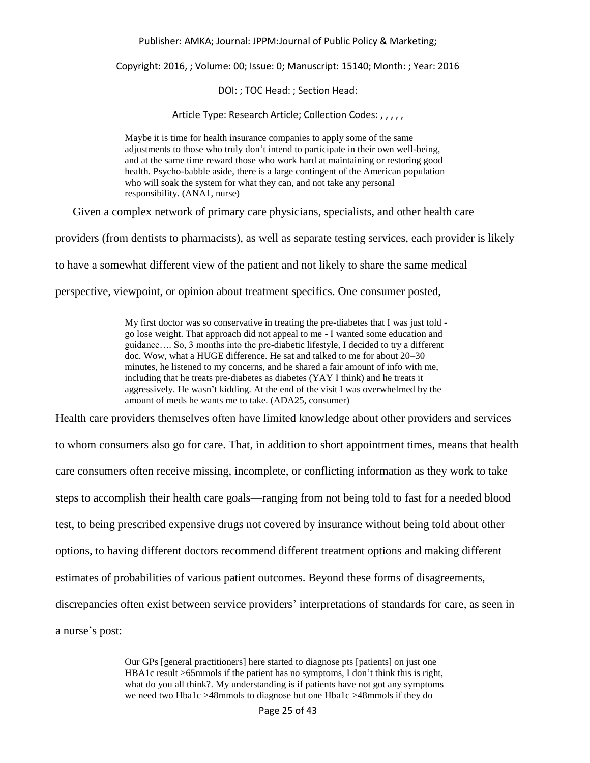> Maybe it is time for health insurance companies to apply some of the same adjustments to those who truly don't intend to participate in their own well-being, and at the same time reward those who work hard at maintaining or restoring good health. Psycho-babble aside, there is a large contingent of the American population who will soak the system for what they can, and not take any personal responsibility. (ANA1, nurse)

Given a complex network of primary care physicians, specialists, and other health care providers (from dentists to pharmacists), as well as separate testing services, each provider is likely to have a somewhat different view of the patient and not likely to share the same medical perspective, viewpoint, or opinion about treatment specifics. One consumer posted,

> My first doctor was so conservative in treating the pre-diabetes that I was just told - go lose weight. That approach did not appeal to me - I wanted some education and guidance…. So, 3 months into the pre-diabetic lifestyle, I decided to try a different doc. Wow, what a HUGE difference. He sat and talked to me for about 20–30 minutes, he listened to my concerns, and he shared a fair amount of info with me, including that he treats pre-diabetes as diabetes (YAY I think) and he treats it aggressively. He wasn't kidding. At the end of the visit I was overwhelmed by the amount of meds he wants me to take. (ADA25, consumer)

Health care providers themselves often have limited knowledge about other providers and services to whom consumers also go for care. That, in addition to short appointment times, means that health care consumers often receive missing, incomplete, or conflicting information as they work to take steps to accomplish their health care goals—ranging from not being told to fast for a needed blood test, to being prescribed expensive drugs not covered by insurance without being told about other options, to having different doctors recommend different treatment options and making different estimates of probabilities of various patient outcomes. Beyond these forms of disagreements, discrepancies often exist between service providers' interpretations of standards for care, as seen in a nurse's post:

> Our GPs [general practitioners] here started to diagnose pts [patients] on just one HBA1c result >65mmols if the patient has no symptoms, I don't think this is right, what do you all think?. My understanding is if patients have not got any symptoms we need two Hba1c >48mmols to diagnose but one Hba1c >48mmols if they do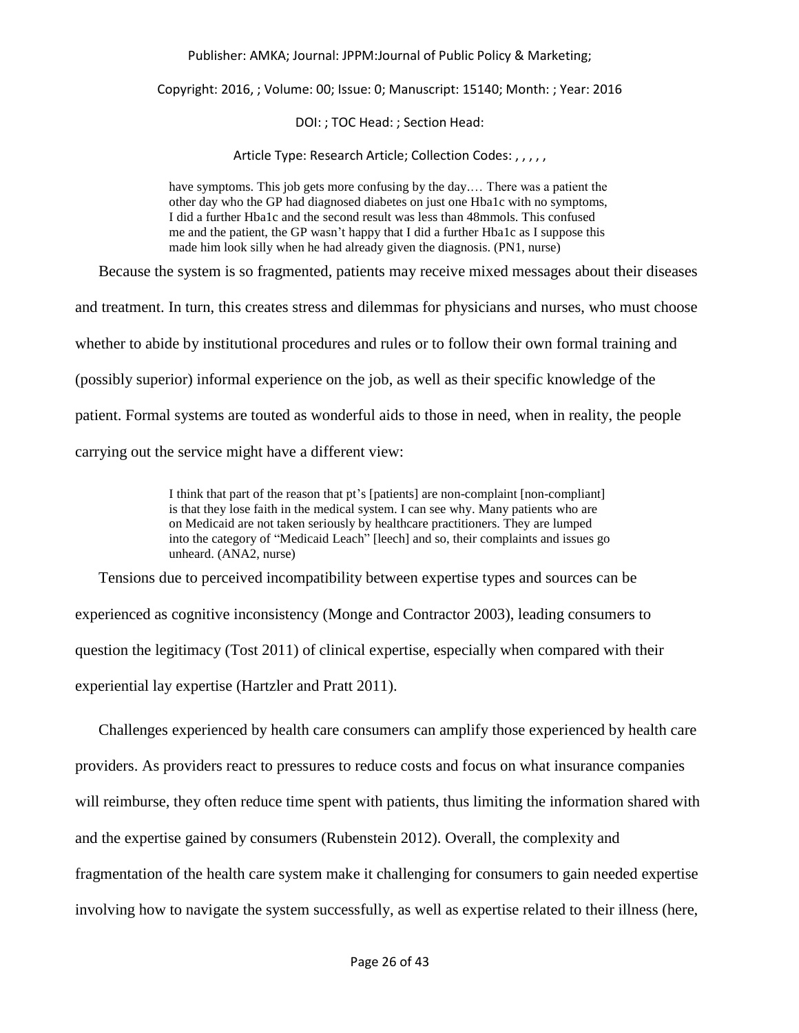> have symptoms. This job gets more confusing by the day.… There was a patient the other day who the GP had diagnosed diabetes on just one Hba1c with no symptoms, I did a further Hba1c and the second result was less than 48mmols. This confused me and the patient, the GP wasn't happy that I did a further Hba1c as I suppose this made him look silly when he had already given the diagnosis. (PN1, nurse)

Because the system is so fragmented, patients may receive mixed messages about their diseases and treatment. In turn, this creates stress and dilemmas for physicians and nurses, who must choose whether to abide by institutional procedures and rules or to follow their own formal training and (possibly superior) informal experience on the job, as well as their specific knowledge of the patient. Formal systems are touted as wonderful aids to those in need, when in reality, the people carrying out the service might have a different view:

> I think that part of the reason that pt's [patients] are non-complaint [non-compliant] is that they lose faith in the medical system. I can see why. Many patients who are on Medicaid are not taken seriously by healthcare practitioners. They are lumped into the category of "Medicaid Leach" [leech] and so, their complaints and issues go unheard. (ANA2, nurse)

Tensions due to perceived incompatibility between expertise types and sources can be experienced as cognitive inconsistency (Monge and Contractor 2003), leading consumers to question the legitimacy (Tost 2011) of clinical expertise, especially when compared with their experiential lay expertise (Hartzler and Pratt 2011).

Challenges experienced by health care consumers can amplify those experienced by health care providers. As providers react to pressures to reduce costs and focus on what insurance companies will reimburse, they often reduce time spent with patients, thus limiting the information shared with and the expertise gained by consumers (Rubenstein 2012). Overall, the complexity and fragmentation of the health care system make it challenging for consumers to gain needed expertise involving how to navigate the system successfully, as well as expertise related to their illness (here,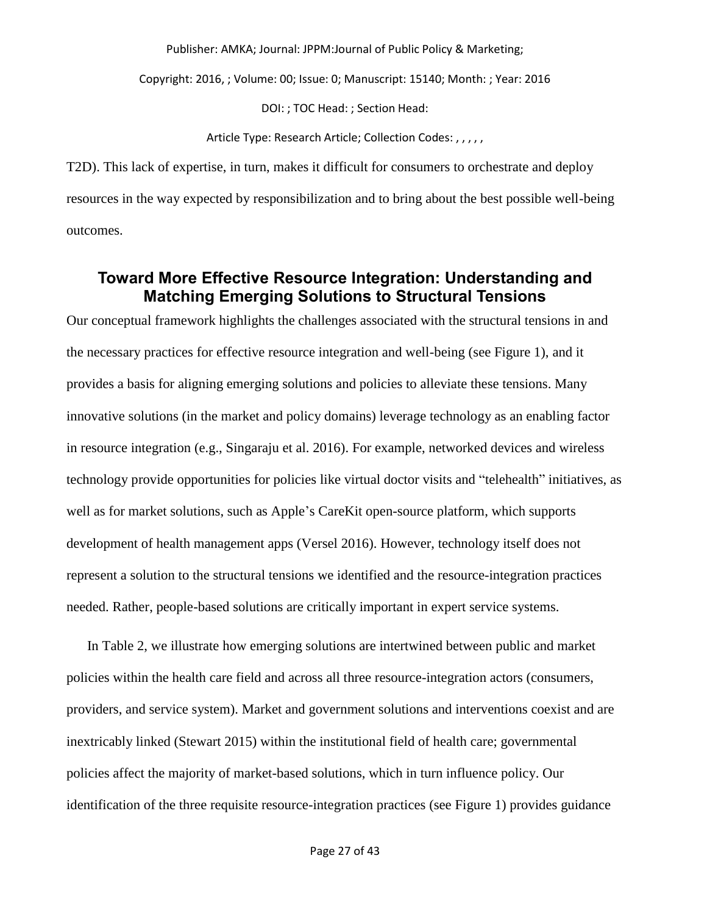T2D). This lack of expertise, in turn, makes it difficult for consumers to orchestrate and deploy resources in the way expected by responsibilization and to bring about the best possible well-being outcomes.

## Toward More Effective Resource Integration: Understanding and Matching Emerging Solutions to Structural Tensions

Our conceptual framework highlights the challenges associated with the structural tensions in and the necessary practices for effective resource integration and well-being (see Figure 1), and it provides a basis for aligning emerging solutions and policies to alleviate these tensions. Many innovative solutions (in the market and policy domains) leverage technology as an enabling factor in resource integration (e.g., Singaraju et al. 2016). For example, networked devices and wireless technology provide opportunities for policies like virtual doctor visits and "telehealth" initiatives, as well as for market solutions, such as Apple's CareKit open-source platform, which supports development of health management apps (Versel 2016). However, technology itself does not represent a solution to the structural tensions we identified and the resource-integration practices needed. Rather, people-based solutions are critically important in expert service systems.

In Table 2, we illustrate how emerging solutions are intertwined between public and market policies within the health care field and across all three resource-integration actors (consumers, providers, and service system). Market and government solutions and interventions coexist and are inextricably linked (Stewart 2015) within the institutional field of health care; governmental policies affect the majority of market-based solutions, which in turn influence policy. Our identification of the three requisite resource-integration practices (see Figure 1) provides guidance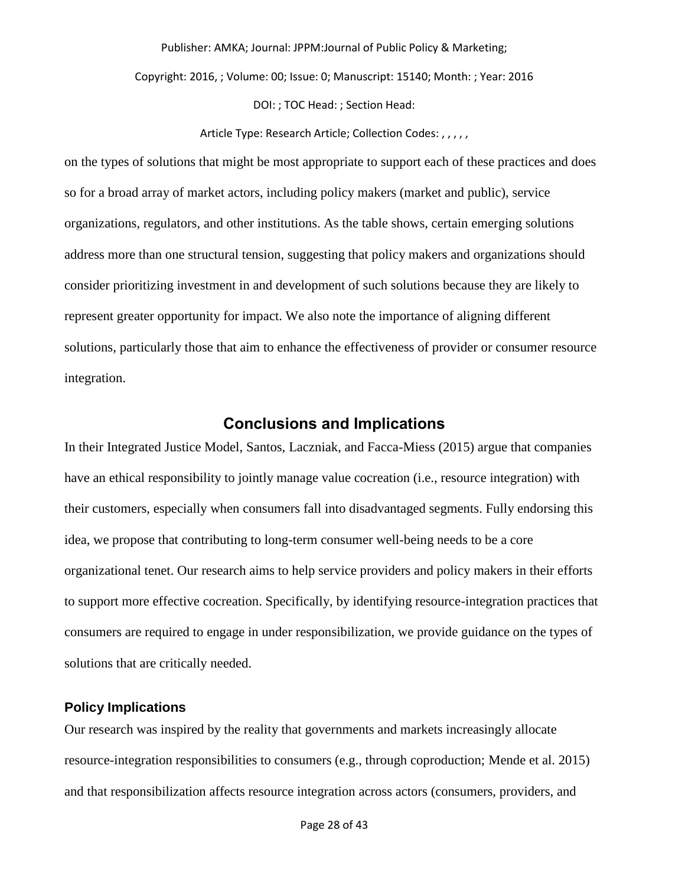on the types of solutions that might be most appropriate to support each of these practices and does so for a broad array of market actors, including policy makers (market and public), service organizations, regulators, and other institutions. As the table shows, certain emerging solutions address more than one structural tension, suggesting that policy makers and organizations should consider prioritizing investment in and development of such solutions because they are likely to represent greater opportunity for impact. We also note the importance of aligning different solutions, particularly those that aim to enhance the effectiveness of provider or consumer resource integration.

## Conclusions and Implications

In their Integrated Justice Model, Santos, Laczniak, and Facca-Miess (2015) argue that companies have an ethical responsibility to jointly manage value cocreation (i.e., resource integration) with their customers, especially when consumers fall into disadvantaged segments. Fully endorsing this idea, we propose that contributing to long-term consumer well-being needs to be a core organizational tenet. Our research aims to help service providers and policy makers in their efforts to support more effective cocreation. Specifically, by identifying resource-integration practices that consumers are required to engage in under responsibilization, we provide guidance on the types of solutions that are critically needed.

### Policy Implications

Our research was inspired by the reality that governments and markets increasingly allocate resource-integration responsibilities to consumers (e.g., through coproduction; Mende et al. 2015) and that responsibilization affects resource integration across actors (consumers, providers, and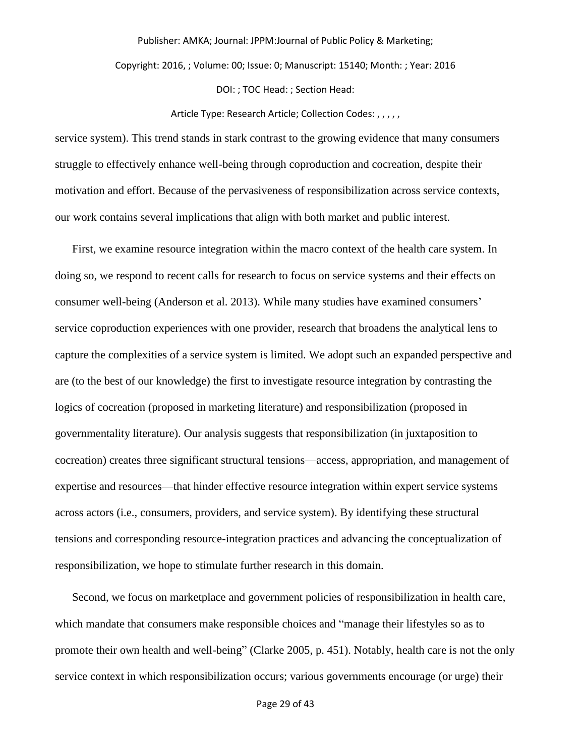service system). This trend stands in stark contrast to the growing evidence that many consumers struggle to effectively enhance well-being through coproduction and cocreation, despite their motivation and effort. Because of the pervasiveness of responsibilization across service contexts, our work contains several implications that align with both market and public interest.

First, we examine resource integration within the macro context of the health care system. In doing so, we respond to recent calls for research to focus on service systems and their effects on consumer well-being (Anderson et al. 2013). While many studies have examined consumers' service coproduction experiences with one provider, research that broadens the analytical lens to capture the complexities of a service system is limited. We adopt such an expanded perspective and are (to the best of our knowledge) the first to investigate resource integration by contrasting the logics of cocreation (proposed in marketing literature) and responsibilization (proposed in governmentality literature). Our analysis suggests that responsibilization (in juxtaposition to cocreation) creates three significant structural tensions—access, appropriation, and management of expertise and resources—that hinder effective resource integration within expert service systems across actors (i.e., consumers, providers, and service system). By identifying these structural tensions and corresponding resource-integration practices and advancing the conceptualization of responsibilization, we hope to stimulate further research in this domain.

Second, we focus on marketplace and government policies of responsibilization in health care, which mandate that consumers make responsible choices and "manage their lifestyles so as to promote their own health and well-being" (Clarke 2005, p. 451). Notably, health care is not the only service context in which responsibilization occurs; various governments encourage (or urge) their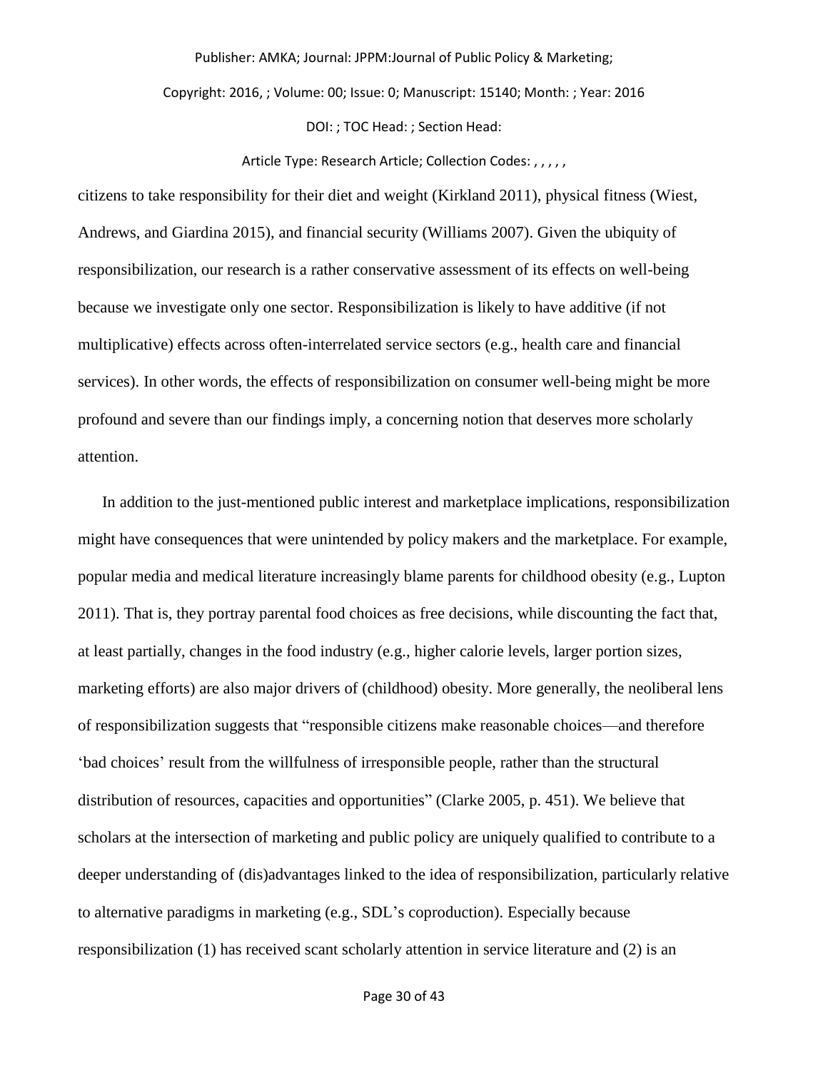citizens to take responsibility for their diet and weight (Kirkland 2011), physical fitness (Wiest, Andrews, and Giardina 2015), and financial security (Williams 2007). Given the ubiquity of responsibilization, our research is a rather conservative assessment of its effects on well-being because we investigate only one sector. Responsibilization is likely to have additive (if not multiplicative) effects across often-interrelated service sectors (e.g., health care and financial services). In other words, the effects of responsibilization on consumer well-being might be more profound and severe than our findings imply, a concerning notion that deserves more scholarly attention.

In addition to the just-mentioned public interest and marketplace implications, responsibilization might have consequences that were unintended by policy makers and the marketplace. For example, popular media and medical literature increasingly blame parents for childhood obesity (e.g., Lupton 2011). That is, they portray parental food choices as free decisions, while discounting the fact that, at least partially, changes in the food industry (e.g., higher calorie levels, larger portion sizes, marketing efforts) are also major drivers of (childhood) obesity. More generally, the neoliberal lens of responsibilization suggests that "responsible citizens make reasonable choices—and therefore 'bad choices' result from the willfulness of irresponsible people, rather than the structural distribution of resources, capacities and opportunities" (Clarke 2005, p. 451). We believe that scholars at the intersection of marketing and public policy are uniquely qualified to contribute to a deeper understanding of (dis)advantages linked to the idea of responsibilization, particularly relative to alternative paradigms in marketing (e.g., SDL's coproduction). Especially because responsibilization (1) has received scant scholarly attention in service literature and (2) is an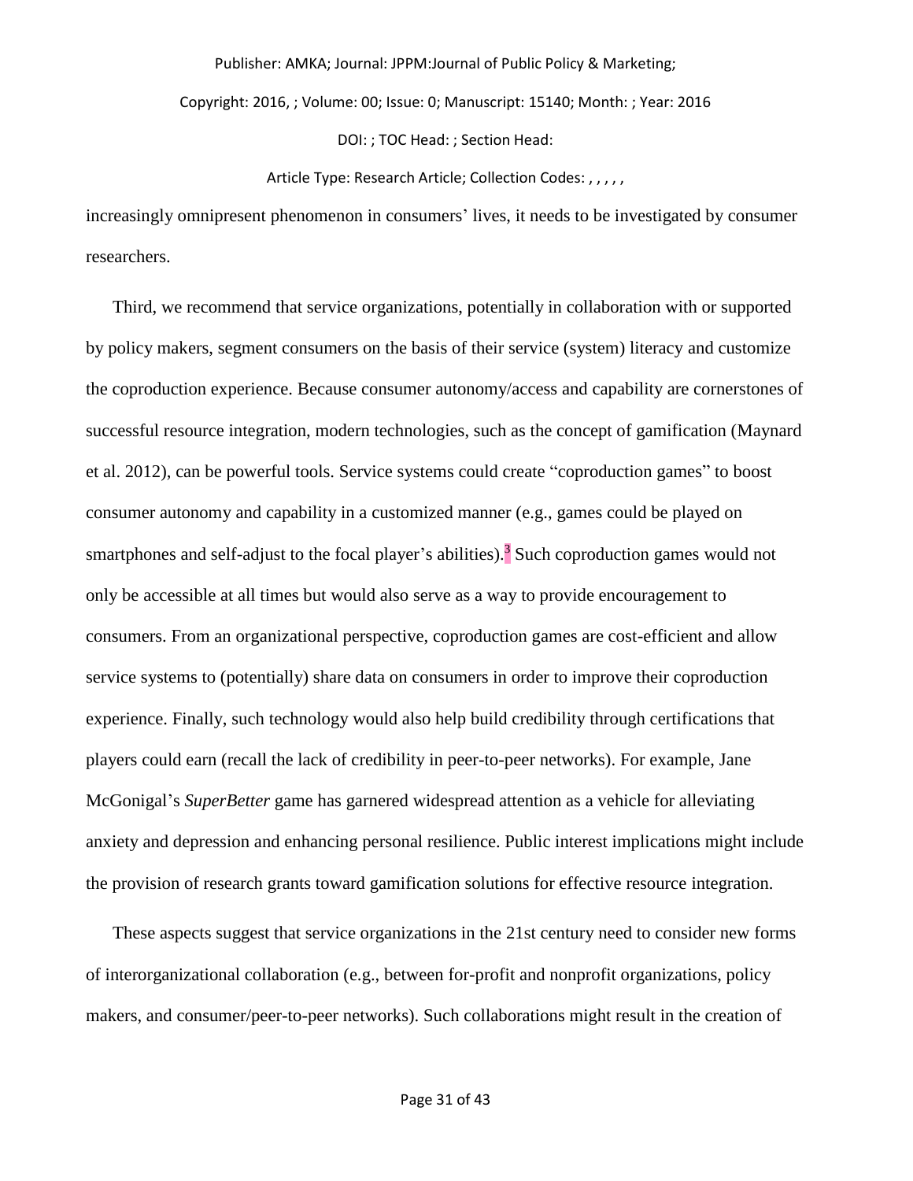increasingly omnipresent phenomenon in consumers' lives, it needs to be investigated by consumer researchers.

Third, we recommend that service organizations, potentially in collaboration with or supported by policy makers, segment consumers on the basis of their service (system) literacy and customize the coproduction experience. Because consumer autonomy/access and capability are cornerstones of successful resource integration, modern technologies, such as the concept of gamification (Maynard et al. 2012), can be powerful tools. Service systems could create "coproduction games" to boost consumer autonomy and capability in a customized manner (e.g., games could be played on smartphones and self-adjust to the focal player's abilities).[3] Such coproduction games would not only be accessible at all times but would also serve as a way to provide encouragement to consumers. From an organizational perspective, coproduction games are cost-efficient and allow service systems to (potentially) share data on consumers in order to improve their coproduction experience. Finally, such technology would also help build credibility through certifications that players could earn (recall the lack of credibility in peer-to-peer networks). For example, Jane McGonigal's *SuperBetter* game has garnered widespread attention as a vehicle for alleviating anxiety and depression and enhancing personal resilience. Public interest implications might include the provision of research grants toward gamification solutions for effective resource integration.

These aspects suggest that service organizations in the 21st century need to consider new forms of interorganizational collaboration (e.g., between for-profit and nonprofit organizations, policy makers, and consumer/peer-to-peer networks). Such collaborations might result in the creation of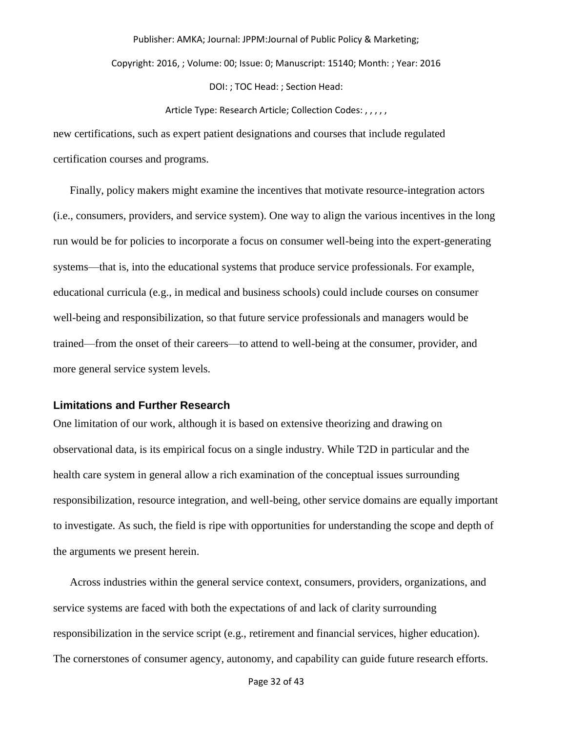new certifications, such as expert patient designations and courses that include regulated certification courses and programs.

Finally, policy makers might examine the incentives that motivate resource-integration actors (i.e., consumers, providers, and service system). One way to align the various incentives in the long run would be for policies to incorporate a focus on consumer well-being into the expert-generating systems—that is, into the educational systems that produce service professionals. For example, educational curricula (e.g., in medical and business schools) could include courses on consumer well-being and responsibilization, so that future service professionals and managers would be trained—from the onset of their careers—to attend to well-being at the consumer, provider, and more general service system levels.

## Limitations and Further Research

One limitation of our work, although it is based on extensive theorizing and drawing on observational data, is its empirical focus on a single industry. While T2D in particular and the health care system in general allow a rich examination of the conceptual issues surrounding responsibilization, resource integration, and well-being, other service domains are equally important to investigate. As such, the field is ripe with opportunities for understanding the scope and depth of the arguments we present herein.

Across industries within the general service context, consumers, providers, organizations, and service systems are faced with both the expectations of and lack of clarity surrounding responsibilization in the service script (e.g., retirement and financial services, higher education). The cornerstones of consumer agency, autonomy, and capability can guide future research efforts.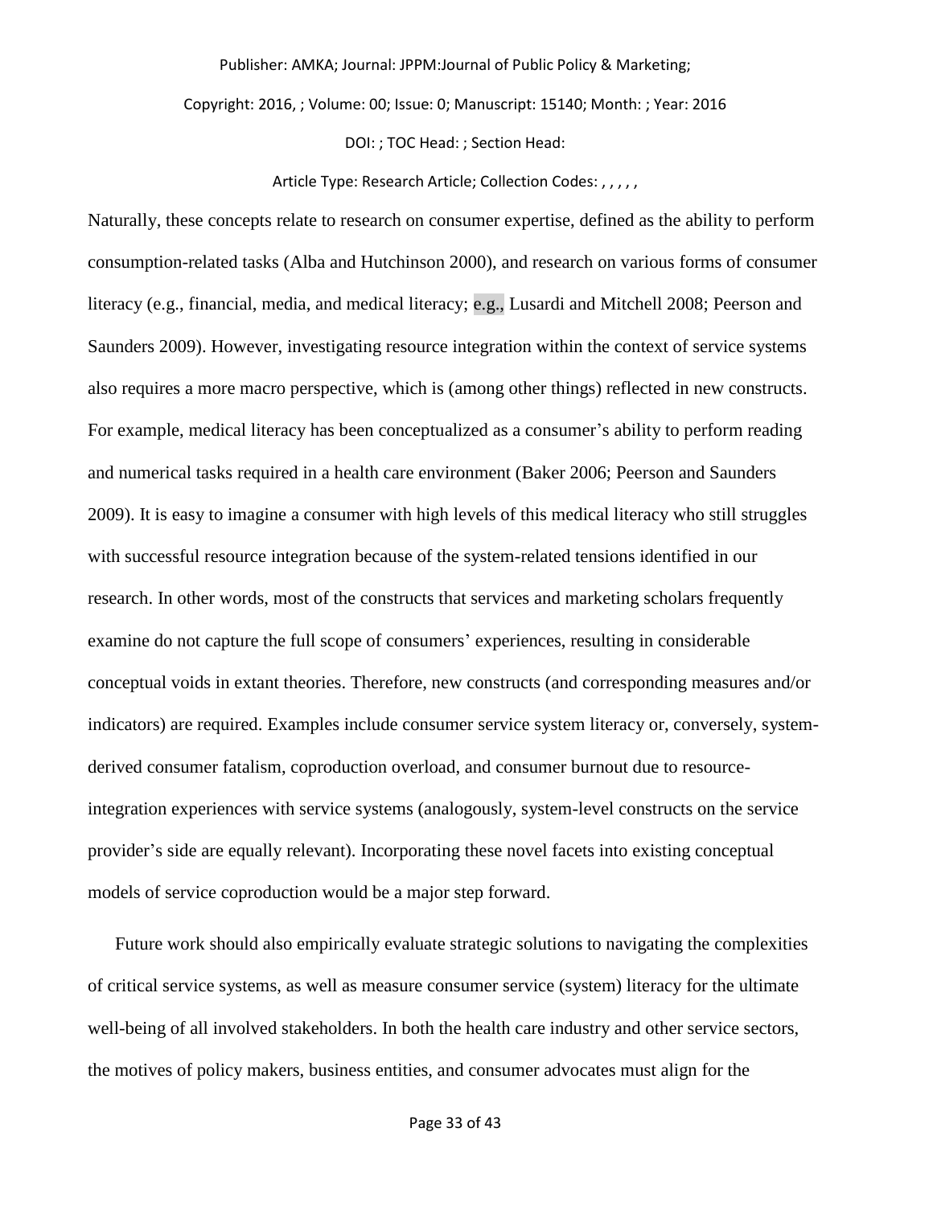Naturally, these concepts relate to research on consumer expertise, defined as the ability to perform consumption-related tasks (Alba and Hutchinson 2000), and research on various forms of consumer literacy (e.g., financial, media, and medical literacy; e.g., Lusardi and Mitchell 2008; Peerson and Saunders 2009). However, investigating resource integration within the context of service systems also requires a more macro perspective, which is (among other things) reflected in new constructs. For example, medical literacy has been conceptualized as a consumer's ability to perform reading and numerical tasks required in a health care environment (Baker 2006; Peerson and Saunders 2009). It is easy to imagine a consumer with high levels of this medical literacy who still struggles with successful resource integration because of the system-related tensions identified in our research. In other words, most of the constructs that services and marketing scholars frequently examine do not capture the full scope of consumers' experiences, resulting in considerable conceptual voids in extant theories. Therefore, new constructs (and corresponding measures and/or indicators) are required. Examples include consumer service system literacy or, conversely, system-derived consumer fatalism, coproduction overload, and consumer burnout due to resource-integration experiences with service systems (analogously, system-level constructs on the service provider's side are equally relevant). Incorporating these novel facets into existing conceptual models of service coproduction would be a major step forward.

Future work should also empirically evaluate strategic solutions to navigating the complexities of critical service systems, as well as measure consumer service (system) literacy for the ultimate well-being of all involved stakeholders. In both the health care industry and other service sectors, the motives of policy makers, business entities, and consumer advocates must align for the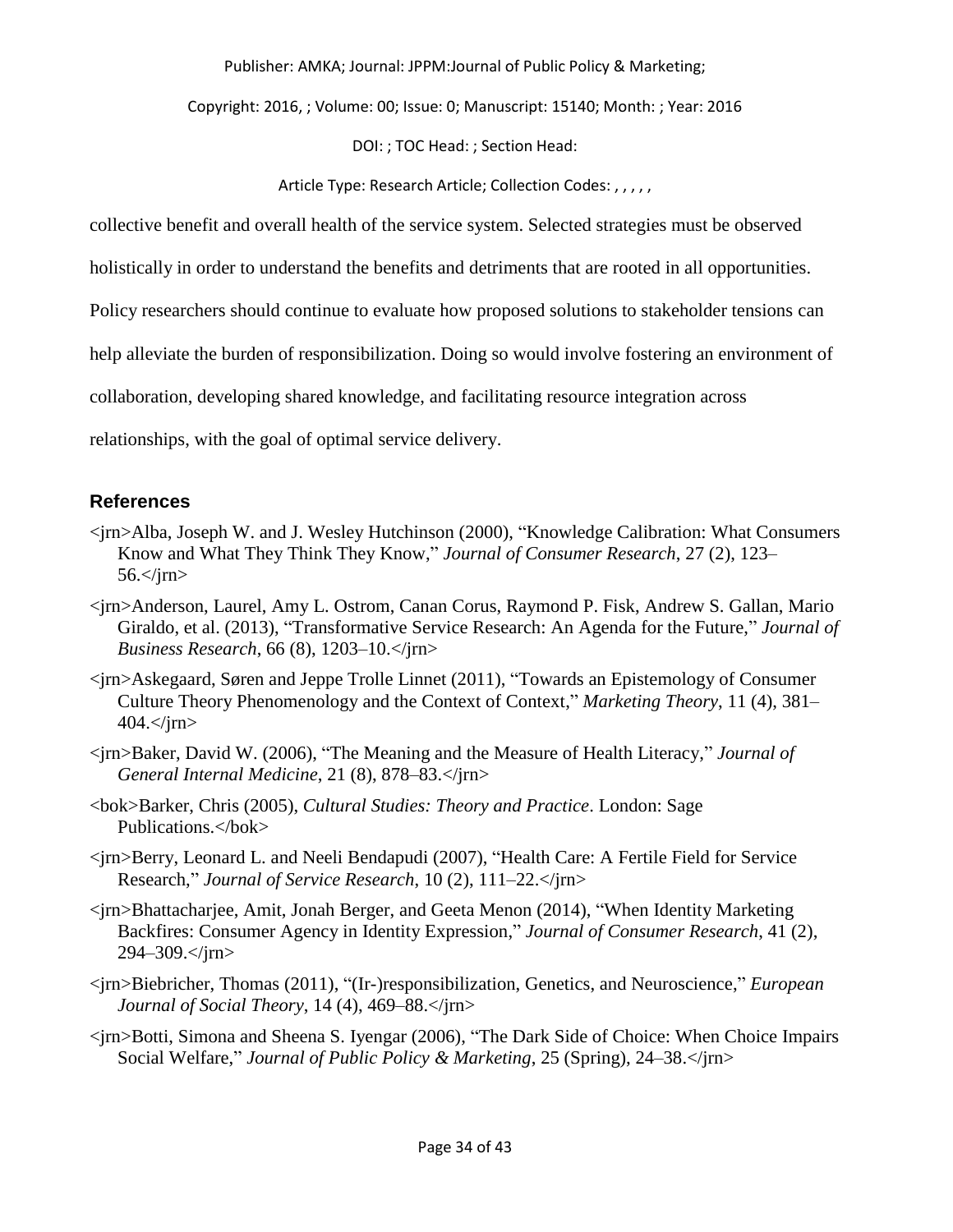collective benefit and overall health of the service system. Selected strategies must be observed holistically in order to understand the benefits and detriments that are rooted in all opportunities. Policy researchers should continue to evaluate how proposed solutions to stakeholder tensions can help alleviate the burden of responsibilization. Doing so would involve fostering an environment of collaboration, developing shared knowledge, and facilitating resource integration across relationships, with the goal of optimal service delivery.

## References

<jrn>Alba, Joseph W. and J. Wesley Hutchinson (2000), "Knowledge Calibration: What Consumers Know and What They Think They Know," *Journal of Consumer Research*, 27 (2), 123–56.</jrn>

<jrn>Anderson, Laurel, Amy L. Ostrom, Canan Corus, Raymond P. Fisk, Andrew S. Gallan, Mario Giraldo, et al. (2013), "Transformative Service Research: An Agenda for the Future," *Journal of Business Research*, 66 (8), 1203–10.</jrn>

<jrn>Askegaard, Søren and Jeppe Trolle Linnet (2011), "Towards an Epistemology of Consumer Culture Theory Phenomenology and the Context of Context," *Marketing Theory*, 11 (4), 381–404.</jrn>

<jrn>Baker, David W. (2006), "The Meaning and the Measure of Health Literacy," *Journal of General Internal Medicine*, 21 (8), 878–83.</jrn>

<bok>Barker, Chris (2005), *Cultural Studies: Theory and Practice*. London: Sage Publications.</bok>

<jrn>Berry, Leonard L. and Neeli Bendapudi (2007), "Health Care: A Fertile Field for Service Research," *Journal of Service Research*, 10 (2), 111–22.</jrn>

<jrn>Bhattacharjee, Amit, Jonah Berger, and Geeta Menon (2014), "When Identity Marketing Backfires: Consumer Agency in Identity Expression," *Journal of Consumer Research*, 41 (2), 294–309.</jrn>

<jrn>Biebricher, Thomas (2011), "(Ir-)responsibilization, Genetics, and Neuroscience," *European Journal of Social Theory*, 14 (4), 469–88.</jrn>

<jrn>Botti, Simona and Sheena S. Iyengar (2006), "The Dark Side of Choice: When Choice Impairs Social Welfare," *Journal of Public Policy & Marketing*, 25 (Spring), 24–38.</jrn>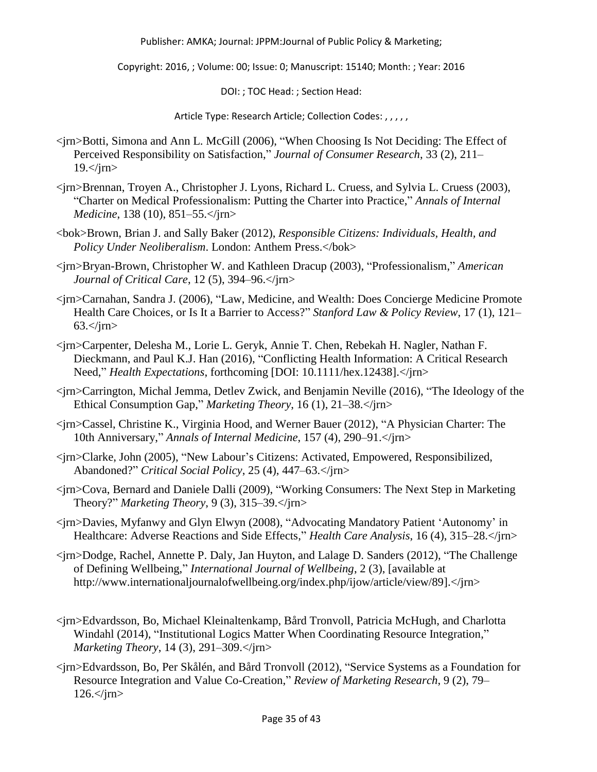<jrn>Botti, Simona and Ann L. McGill (2006), "When Choosing Is Not Deciding: The Effect of Perceived Responsibility on Satisfaction," *Journal of Consumer Research*, 33 (2), 211–19.</jrn>

<jrn>Brennan, Troyen A., Christopher J. Lyons, Richard L. Cruess, and Sylvia L. Cruess (2003), "Charter on Medical Professionalism: Putting the Charter into Practice," *Annals of Internal Medicine*, 138 (10), 851–55.</jrn>

<bok>Brown, Brian J. and Sally Baker (2012), *Responsible Citizens: Individuals, Health, and Policy Under Neoliberalism*. London: Anthem Press.</bok>

<jrn>Bryan-Brown, Christopher W. and Kathleen Dracup (2003), "Professionalism," *American Journal of Critical Care*, 12 (5), 394–96.</jrn>

<jrn>Carnahan, Sandra J. (2006), "Law, Medicine, and Wealth: Does Concierge Medicine Promote Health Care Choices, or Is It a Barrier to Access?" *Stanford Law & Policy Review*, 17 (1), 121–63.</jrn>

<jrn>Carpenter, Delesha M., Lorie L. Geryk, Annie T. Chen, Rebekah H. Nagler, Nathan F. Dieckmann, and Paul K.J. Han (2016), "Conflicting Health Information: A Critical Research Need," *Health Expectations*, forthcoming [DOI: 10.1111/hex.12438].</jrn>

<jrn>Carrington, Michal Jemma, Detlev Zwick, and Benjamin Neville (2016), "The Ideology of the Ethical Consumption Gap," *Marketing Theory*, 16 (1), 21–38.</jrn>

<jrn>Cassel, Christine K., Virginia Hood, and Werner Bauer (2012), "A Physician Charter: The 10th Anniversary," *Annals of Internal Medicine*, 157 (4), 290–91.</jrn>

<jrn>Clarke, John (2005), "New Labour's Citizens: Activated, Empowered, Responsibilized, Abandoned?" *Critical Social Policy*, 25 (4), 447–63.</jrn>

<jrn>Cova, Bernard and Daniele Dalli (2009), "Working Consumers: The Next Step in Marketing Theory?" *Marketing Theory*, 9 (3), 315–39.</jrn>

<jrn>Davies, Myfanwy and Glyn Elwyn (2008), "Advocating Mandatory Patient 'Autonomy' in Healthcare: Adverse Reactions and Side Effects," *Health Care Analysis*, 16 (4), 315–28.</jrn>

<jrn>Dodge, Rachel, Annette P. Daly, Jan Huyton, and Lalage D. Sanders (2012), "The Challenge of Defining Wellbeing," *International Journal of Wellbeing*, 2 (3), [available at http://www.internationaljournalofwellbeing.org/index.php/ijow/article/view/89].</jrn>

<jrn>Edvardsson, Bo, Michael Kleinaltenkamp, Bård Tronvoll, Patricia McHugh, and Charlotta Windahl (2014), "Institutional Logics Matter When Coordinating Resource Integration," *Marketing Theory*, 14 (3), 291–309.</jrn>

<jrn>Edvardsson, Bo, Per Skålén, and Bård Tronvoll (2012), "Service Systems as a Foundation for Resource Integration and Value Co-Creation," *Review of Marketing Research*, 9 (2), 79–126.</jrn>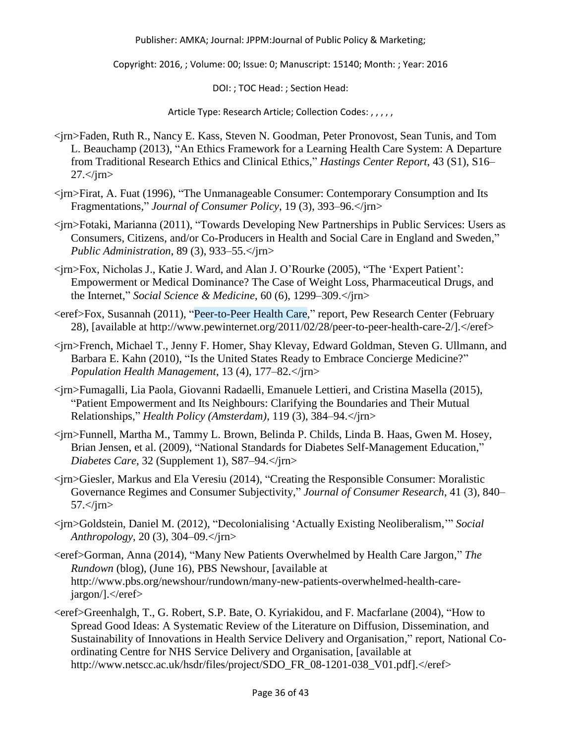<jrn>Faden, Ruth R., Nancy E. Kass, Steven N. Goodman, Peter Pronovost, Sean Tunis, and Tom L. Beauchamp (2013), "An Ethics Framework for a Learning Health Care System: A Departure from Traditional Research Ethics and Clinical Ethics," *Hastings Center Report*, 43 (S1), S16–27.</jrn>

<jrn>Firat, A. Fuat (1996), "The Unmanageable Consumer: Contemporary Consumption and Its Fragmentations," *Journal of Consumer Policy*, 19 (3), 393–96.</jrn>

<jrn>Fotaki, Marianna (2011), "Towards Developing New Partnerships in Public Services: Users as Consumers, Citizens, and/or Co-Producers in Health and Social Care in England and Sweden," *Public Administration*, 89 (3), 933–55.</jrn>

<jrn>Fox, Nicholas J., Katie J. Ward, and Alan J. O'Rourke (2005), "The 'Expert Patient': Empowerment or Medical Dominance? The Case of Weight Loss, Pharmaceutical Drugs, and the Internet," *Social Science & Medicine*, 60 (6), 1299–309.</jrn>

<eref>Fox, Susannah (2011), "Peer-to-Peer Health Care," report, Pew Research Center (February 28), [available at http://www.pewinternet.org/2011/02/28/peer-to-peer-health-care-2/].</eref>

<jrn>French, Michael T., Jenny F. Homer, Shay Klevay, Edward Goldman, Steven G. Ullmann, and Barbara E. Kahn (2010), "Is the United States Ready to Embrace Concierge Medicine?" *Population Health Management*, 13 (4), 177–82.</jrn>

<jrn>Fumagalli, Lia Paola, Giovanni Radaelli, Emanuele Lettieri, and Cristina Masella (2015), "Patient Empowerment and Its Neighbours: Clarifying the Boundaries and Their Mutual Relationships," *Health Policy (Amsterdam)*, 119 (3), 384–94.</jrn>

<jrn>Funnell, Martha M., Tammy L. Brown, Belinda P. Childs, Linda B. Haas, Gwen M. Hosey, Brian Jensen, et al. (2009), "National Standards for Diabetes Self-Management Education," *Diabetes Care*, 32 (Supplement 1), S87–94.</jrn>

<jrn>Giesler, Markus and Ela Veresiu (2014), "Creating the Responsible Consumer: Moralistic Governance Regimes and Consumer Subjectivity," *Journal of Consumer Research*, 41 (3), 840–57.</jrn>

<jrn>Goldstein, Daniel M. (2012), "Decolonialising 'Actually Existing Neoliberalism,'" *Social Anthropology*, 20 (3), 304–09.</jrn>

<eref>Gorman, Anna (2014), "Many New Patients Overwhelmed by Health Care Jargon," *The Rundown* (blog), (June 16), PBS Newshour, [available at http://www.pbs.org/newshour/rundown/many-new-patients-overwhelmed-health-care-jargon/].</eref>

<eref>Greenhalgh, T., G. Robert, S.P. Bate, O. Kyriakidou, and F. Macfarlane (2004), "How to Spread Good Ideas: A Systematic Review of the Literature on Diffusion, Dissemination, and Sustainability of Innovations in Health Service Delivery and Organisation," report, National Co-ordinating Centre for NHS Service Delivery and Organisation, [available at http://www.netscc.ac.uk/hsdr/files/project/SDO_FR_08-1201-038_V01.pdf].</eref>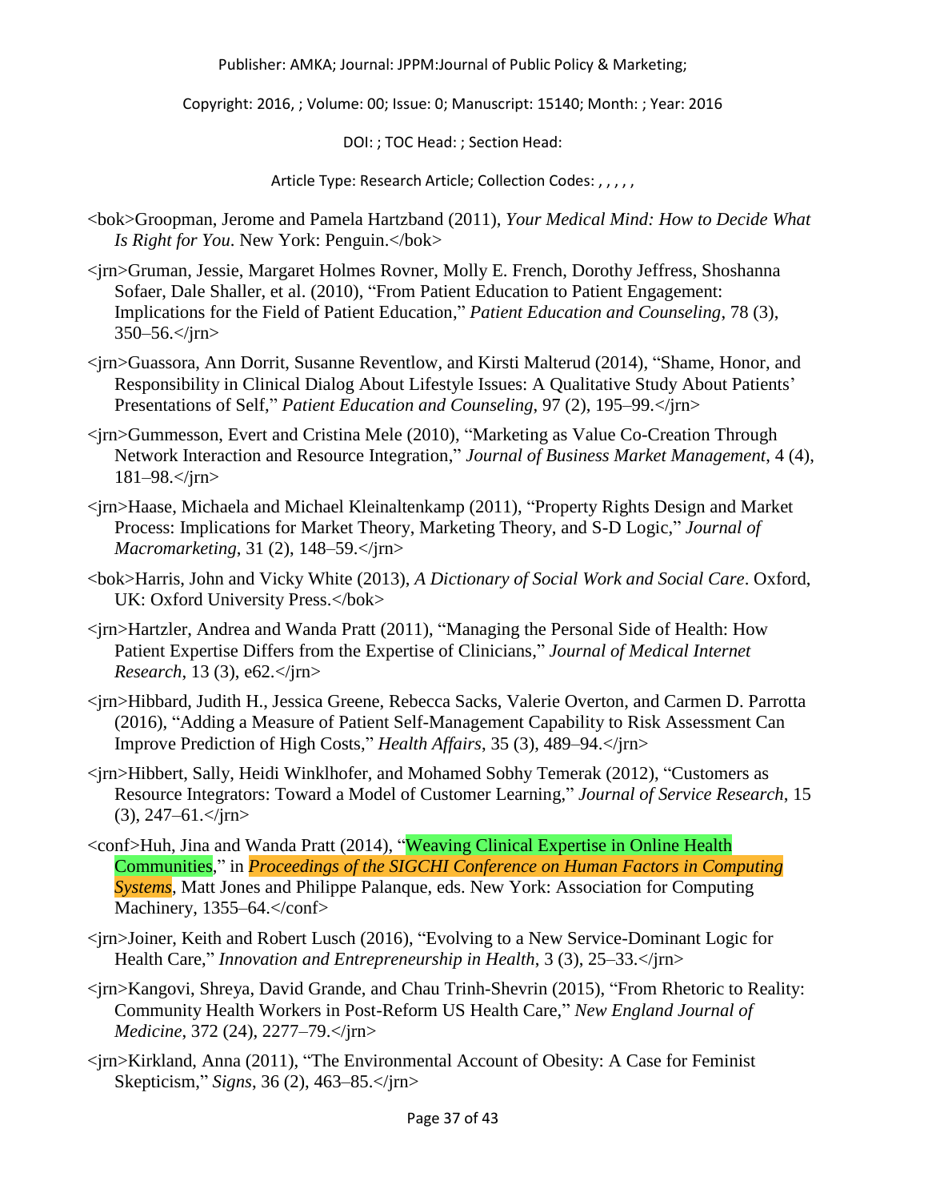<bok>Groopman, Jerome and Pamela Hartzband (2011), *Your Medical Mind: How to Decide What Is Right for You*. New York: Penguin.</bok>

<jrn>Gruman, Jessie, Margaret Holmes Rovner, Molly E. French, Dorothy Jeffress, Shoshanna Sofaer, Dale Shaller, et al. (2010), "From Patient Education to Patient Engagement: Implications for the Field of Patient Education," *Patient Education and Counseling*, 78 (3), 350–56.</jrn>

<jrn>Guassora, Ann Dorrit, Susanne Reventlow, and Kirsti Malterud (2014), "Shame, Honor, and Responsibility in Clinical Dialog About Lifestyle Issues: A Qualitative Study About Patients' Presentations of Self," *Patient Education and Counseling*, 97 (2), 195–99.</jrn>

<jrn>Gummesson, Evert and Cristina Mele (2010), "Marketing as Value Co-Creation Through Network Interaction and Resource Integration," *Journal of Business Market Management*, 4 (4), 181–98.</jrn>

<jrn>Haase, Michaela and Michael Kleinaltenkamp (2011), "Property Rights Design and Market Process: Implications for Market Theory, Marketing Theory, and S-D Logic," *Journal of Macromarketing*, 31 (2), 148–59.</jrn>

<bok>Harris, John and Vicky White (2013), *A Dictionary of Social Work and Social Care*. Oxford, UK: Oxford University Press.</bok>

<jrn>Hartzler, Andrea and Wanda Pratt (2011), "Managing the Personal Side of Health: How Patient Expertise Differs from the Expertise of Clinicians," *Journal of Medical Internet Research*, 13 (3), e62.</jrn>

<jrn>Hibbard, Judith H., Jessica Greene, Rebecca Sacks, Valerie Overton, and Carmen D. Parrotta (2016), "Adding a Measure of Patient Self-Management Capability to Risk Assessment Can Improve Prediction of High Costs," *Health Affairs*, 35 (3), 489–94.</jrn>

<jrn>Hibbert, Sally, Heidi Winklhofer, and Mohamed Sobhy Temerak (2012), "Customers as Resource Integrators: Toward a Model of Customer Learning," *Journal of Service Research*, 15 (3), 247–61.</jrn>

<conf>Huh, Jina and Wanda Pratt (2014), "Weaving Clinical Expertise in Online Health Communities," in *Proceedings of the SIGCHI Conference on Human Factors in Computing Systems*, Matt Jones and Philippe Palanque, eds. New York: Association for Computing Machinery, 1355–64.</conf>

<jrn>Joiner, Keith and Robert Lusch (2016), "Evolving to a New Service-Dominant Logic for Health Care," *Innovation and Entrepreneurship in Health*, 3 (3), 25–33.</jrn>

<jrn>Kangovi, Shreya, David Grande, and Chau Trinh-Shevrin (2015), "From Rhetoric to Reality: Community Health Workers in Post-Reform US Health Care," *New England Journal of Medicine*, 372 (24), 2277–79.</jrn>

<jrn>Kirkland, Anna (2011), "The Environmental Account of Obesity: A Case for Feminist Skepticism," *Signs*, 36 (2), 463–85.</jrn>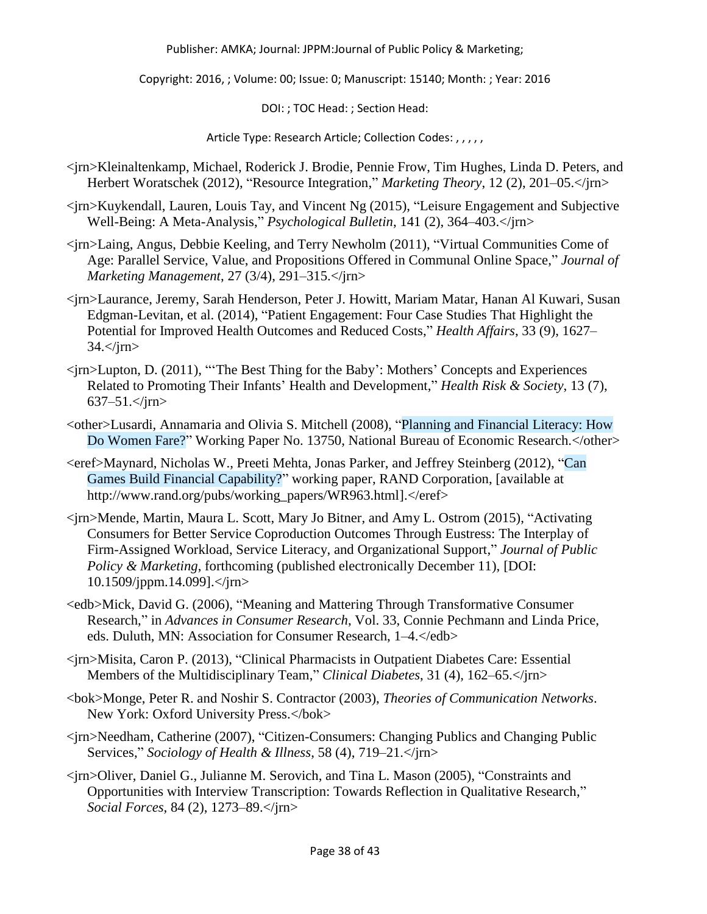<jrn>Kleinaltenkamp, Michael, Roderick J. Brodie, Pennie Frow, Tim Hughes, Linda D. Peters, and Herbert Woratschek (2012), "Resource Integration," *Marketing Theory*, 12 (2), 201–05.</jrn>

<jrn>Kuykendall, Lauren, Louis Tay, and Vincent Ng (2015), "Leisure Engagement and Subjective Well-Being: A Meta-Analysis," *Psychological Bulletin*, 141 (2), 364–403.</jrn>

<jrn>Laing, Angus, Debbie Keeling, and Terry Newholm (2011), "Virtual Communities Come of Age: Parallel Service, Value, and Propositions Offered in Communal Online Space," *Journal of Marketing Management*, 27 (3/4), 291–315.</jrn>

<jrn>Laurance, Jeremy, Sarah Henderson, Peter J. Howitt, Mariam Matar, Hanan Al Kuwari, Susan Edgman-Levitan, et al. (2014), "Patient Engagement: Four Case Studies That Highlight the Potential for Improved Health Outcomes and Reduced Costs," *Health Affairs*, 33 (9), 1627–34.</jrn>

<jrn>Lupton, D. (2011), "'The Best Thing for the Baby': Mothers' Concepts and Experiences Related to Promoting Their Infants' Health and Development," *Health Risk & Society*, 13 (7), 637–51.</jrn>

<other>Lusardi, Annamaria and Olivia S. Mitchell (2008), "Planning and Financial Literacy: How Do Women Fare?" Working Paper No. 13750, National Bureau of Economic Research.</other>

<eref>Maynard, Nicholas W., Preeti Mehta, Jonas Parker, and Jeffrey Steinberg (2012), "Can Games Build Financial Capability?" working paper, RAND Corporation, [available at http://www.rand.org/pubs/working_papers/WR963.html].</eref>

<jrn>Mende, Martin, Maura L. Scott, Mary Jo Bitner, and Amy L. Ostrom (2015), "Activating Consumers for Better Service Coproduction Outcomes Through Eustress: The Interplay of Firm-Assigned Workload, Service Literacy, and Organizational Support," *Journal of Public Policy & Marketing*, forthcoming (published electronically December 11), [DOI: 10.1509/jppm.14.099].</jrn>

<edb>Mick, David G. (2006), "Meaning and Mattering Through Transformative Consumer Research," in *Advances in Consumer Research*, Vol. 33, Connie Pechmann and Linda Price, eds. Duluth, MN: Association for Consumer Research, 1–4.</edb>

<jrn>Misita, Caron P. (2013), "Clinical Pharmacists in Outpatient Diabetes Care: Essential Members of the Multidisciplinary Team," *Clinical Diabetes*, 31 (4), 162–65.</jrn>

<bok>Monge, Peter R. and Noshir S. Contractor (2003), *Theories of Communication Networks*. New York: Oxford University Press.</bok>

<jrn>Needham, Catherine (2007), "Citizen-Consumers: Changing Publics and Changing Public Services," *Sociology of Health & Illness*, 58 (4), 719–21.</jrn>

<jrn>Oliver, Daniel G., Julianne M. Serovich, and Tina L. Mason (2005), "Constraints and Opportunities with Interview Transcription: Towards Reflection in Qualitative Research," *Social Forces*, 84 (2), 1273–89.</jrn>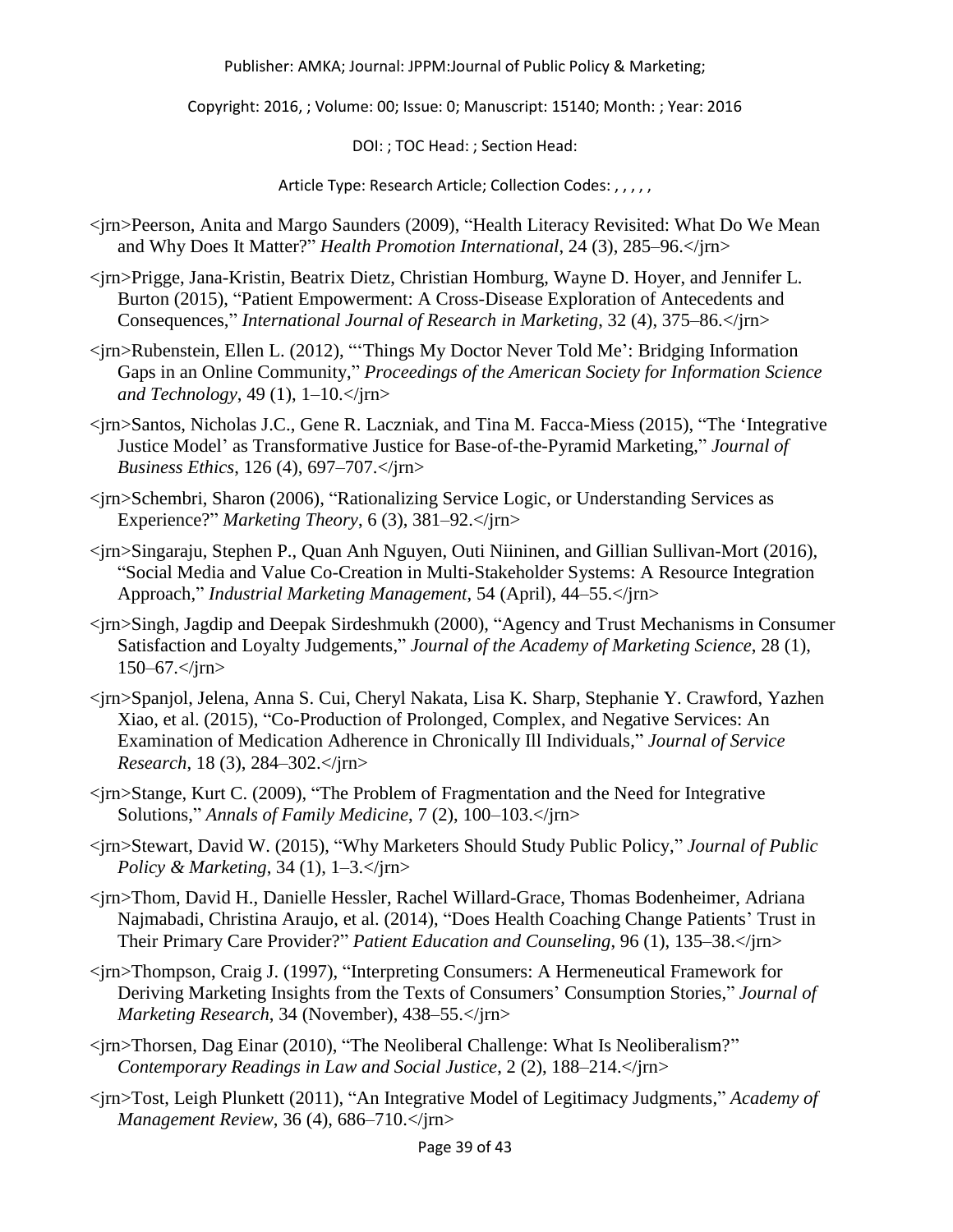<jrn>Peerson, Anita and Margo Saunders (2009), "Health Literacy Revisited: What Do We Mean and Why Does It Matter?" *Health Promotion International*, 24 (3), 285–96.</jrn>

<jrn>Prigge, Jana-Kristin, Beatrix Dietz, Christian Homburg, Wayne D. Hoyer, and Jennifer L. Burton (2015), "Patient Empowerment: A Cross-Disease Exploration of Antecedents and Consequences," *International Journal of Research in Marketing*, 32 (4), 375–86.</jrn>

<jrn>Rubenstein, Ellen L. (2012), "'Things My Doctor Never Told Me': Bridging Information Gaps in an Online Community," *Proceedings of the American Society for Information Science and Technology*, 49 (1), 1–10.</jrn>

<jrn>Santos, Nicholas J.C., Gene R. Laczniak, and Tina M. Facca-Miess (2015), "The 'Integrative Justice Model' as Transformative Justice for Base-of-the-Pyramid Marketing," *Journal of Business Ethics*, 126 (4), 697–707.</jrn>

<jrn>Schembri, Sharon (2006), "Rationalizing Service Logic, or Understanding Services as Experience?" *Marketing Theory*, 6 (3), 381–92.</jrn>

<jrn>Singaraju, Stephen P., Quan Anh Nguyen, Outi Niininen, and Gillian Sullivan-Mort (2016), "Social Media and Value Co-Creation in Multi-Stakeholder Systems: A Resource Integration Approach," *Industrial Marketing Management*, 54 (April), 44–55.</jrn>

<jrn>Singh, Jagdip and Deepak Sirdeshmukh (2000), "Agency and Trust Mechanisms in Consumer Satisfaction and Loyalty Judgements," *Journal of the Academy of Marketing Science*, 28 (1), 150–67.</jrn>

<jrn>Spanjol, Jelena, Anna S. Cui, Cheryl Nakata, Lisa K. Sharp, Stephanie Y. Crawford, Yazhen Xiao, et al. (2015), "Co-Production of Prolonged, Complex, and Negative Services: An Examination of Medication Adherence in Chronically Ill Individuals," *Journal of Service Research*, 18 (3), 284–302.</jrn>

<jrn>Stange, Kurt C. (2009), "The Problem of Fragmentation and the Need for Integrative Solutions," *Annals of Family Medicine*, 7 (2), 100–103.</jrn>

<jrn>Stewart, David W. (2015), "Why Marketers Should Study Public Policy," *Journal of Public Policy & Marketing*, 34 (1), 1–3.</jrn>

<jrn>Thom, David H., Danielle Hessler, Rachel Willard-Grace, Thomas Bodenheimer, Adriana Najmabadi, Christina Araujo, et al. (2014), "Does Health Coaching Change Patients' Trust in Their Primary Care Provider?" *Patient Education and Counseling*, 96 (1), 135–38.</jrn>

<jrn>Thompson, Craig J. (1997), "Interpreting Consumers: A Hermeneutical Framework for Deriving Marketing Insights from the Texts of Consumers' Consumption Stories," *Journal of Marketing Research*, 34 (November), 438–55.</jrn>

<jrn>Thorsen, Dag Einar (2010), "The Neoliberal Challenge: What Is Neoliberalism?" *Contemporary Readings in Law and Social Justice*, 2 (2), 188–214.</jrn>

<jrn>Tost, Leigh Plunkett (2011), "An Integrative Model of Legitimacy Judgments," *Academy of Management Review*, 36 (4), 686–710.</jrn>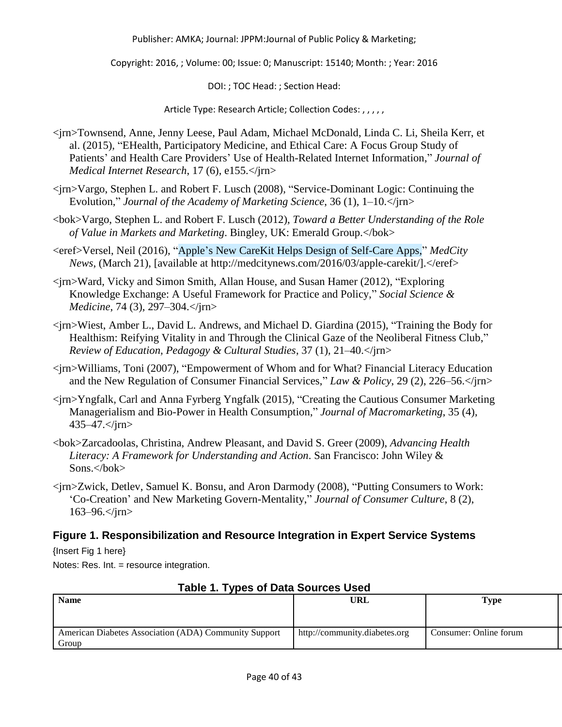<jrn>Townsend, Anne, Jenny Leese, Paul Adam, Michael McDonald, Linda C. Li, Sheila Kerr, et al. (2015), "EHealth, Participatory Medicine, and Ethical Care: A Focus Group Study of Patients' and Health Care Providers' Use of Health-Related Internet Information," *Journal of Medical Internet Research*, 17 (6), e155.</jrn>

<jrn>Vargo, Stephen L. and Robert F. Lusch (2008), "Service-Dominant Logic: Continuing the Evolution," *Journal of the Academy of Marketing Science*, 36 (1), 1–10.</jrn>

<bok>Vargo, Stephen L. and Robert F. Lusch (2012), *Toward a Better Understanding of the Role of Value in Markets and Marketing*. Bingley, UK: Emerald Group.</bok>

<eref>Versel, Neil (2016), "Apple's New CareKit Helps Design of Self-Care Apps," *MedCity News*, (March 21), [available at http://medcitynews.com/2016/03/apple-carekit/].</eref>

<jrn>Ward, Vicky and Simon Smith, Allan House, and Susan Hamer (2012), "Exploring Knowledge Exchange: A Useful Framework for Practice and Policy," *Social Science & Medicine*, 74 (3), 297–304.</jrn>

<jrn>Wiest, Amber L., David L. Andrews, and Michael D. Giardina (2015), "Training the Body for Healthism: Reifying Vitality in and Through the Clinical Gaze of the Neoliberal Fitness Club," *Review of Education, Pedagogy & Cultural Studies*, 37 (1), 21–40.</jrn>

<jrn>Williams, Toni (2007), "Empowerment of Whom and for What? Financial Literacy Education and the New Regulation of Consumer Financial Services," *Law & Policy*, 29 (2), 226–56.</jrn>

<jrn>Yngfalk, Carl and Anna Fyrberg Yngfalk (2015), "Creating the Cautious Consumer Marketing Managerialism and Bio-Power in Health Consumption," *Journal of Macromarketing*, 35 (4), 435–47.</jrn>

<bok>Zarcadoolas, Christina, Andrew Pleasant, and David S. Greer (2009), *Advancing Health Literacy: A Framework for Understanding and Action*. San Francisco: John Wiley & Sons.</bok>

<jrn>Zwick, Detlev, Samuel K. Bonsu, and Aron Darmody (2008), "Putting Consumers to Work: 'Co-Creation' and New Marketing Govern-Mentality," *Journal of Consumer Culture*, 8 (2), 163–96.</jrn>

## Figure 1. Responsibilization and Resource Integration in Expert Service Systems

{Insert Fig 1 here}

Notes: Res. Int. = resource integration.

## Table 1. Types of Data Sources Used

| Name | URL | Type |
|---|---|---|
| American Diabetes Association (ADA) Community Support Group | http://community.diabetes.org | Consumer: Online forum |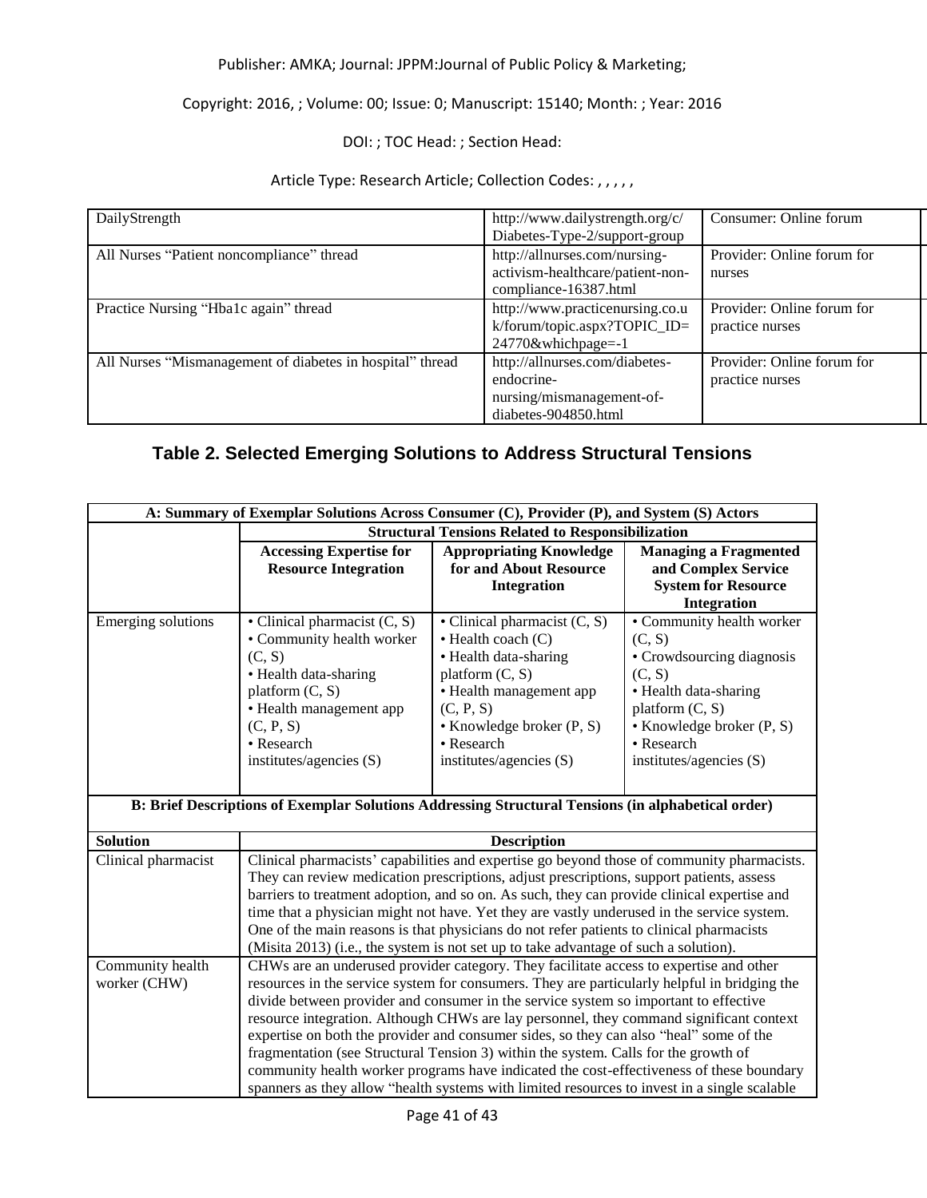| DailyStrength | http://www.dailystrength.org/c/Diabetes-Type-2/support-group | Consumer: Online forum |
|---|---|---|
| All Nurses "Patient noncompliance" thread | http://allnurses.com/nursing-activism-healthcare/patient-non-compliance-16387.html | Provider: Online forum for nurses |
| Practice Nursing "Hba1c again" thread | http://www.practicenursing.co.uk/forum/topic.aspx?TOPIC_ID=24770&whichpage=-1 | Provider: Online forum for practice nurses |
| All Nurses "Mismanagement of diabetes in hospital" thread | http://allnurses.com/diabetes-endocrine-nursing/mismanagement-of-diabetes-904850.html | Provider: Online forum for practice nurses |

## Table 2. Selected Emerging Solutions to Address Structural Tensions

| **A: Summary of Exemplar Solutions Across Consumer (C), Provider (P), and System (S) Actors** | | | |
|---|---|---|---|
| | **Structural Tensions Related to Responsibilization** | | |
| | **Accessing Expertise for Resource Integration** | **Appropriating Knowledge for and About Resource Integration** | **Managing a Fragmented and Complex Service System for Resource Integration** |
| Emerging solutions | • Clinical pharmacist (C, S)<br>• Community health worker (C, S)<br>• Health data-sharing platform (C, S)<br>• Health management app (C, P, S)<br>• Research institutes/agencies (S) | • Clinical pharmacist (C, S)<br>• Health coach (C)<br>• Health data-sharing platform (C, S)<br>• Health management app (C, P, S)<br>• Knowledge broker (P, S)<br>• Research institutes/agencies (S) | • Community health worker (C, S)<br>• Crowdsourcing diagnosis (C, S)<br>• Health data-sharing platform (C, S)<br>• Knowledge broker (P, S)<br>• Research institutes/agencies (S) |

| **B: Brief Descriptions of Exemplar Solutions Addressing Structural Tensions (in alphabetical order)** | |
|---|---|
| **Solution** | **Description** |
| Clinical pharmacist | Clinical pharmacists' capabilities and expertise go beyond those of community pharmacists. They can review medication prescriptions, adjust prescriptions, support patients, assess barriers to treatment adoption, and so on. As such, they can provide clinical expertise and time that a physician might not have. Yet they are vastly underused in the service system. One of the main reasons is that physicians do not refer patients to clinical pharmacists (Misita 2013) (i.e., the system is not set up to take advantage of such a solution). |
| Community health worker (CHW) | CHWs are an underused provider category. They facilitate access to expertise and other resources in the service system for consumers. They are particularly helpful in bridging the divide between provider and consumer in the service system so important to effective resource integration. Although CHWs are lay personnel, they command significant context expertise on both the provider and consumer sides, so they can also "heal" some of the fragmentation (see Structural Tension 3) within the system. Calls for the growth of community health worker programs have indicated the cost-effectiveness of these boundary spanners as they allow "health systems with limited resources to invest in a single scalable |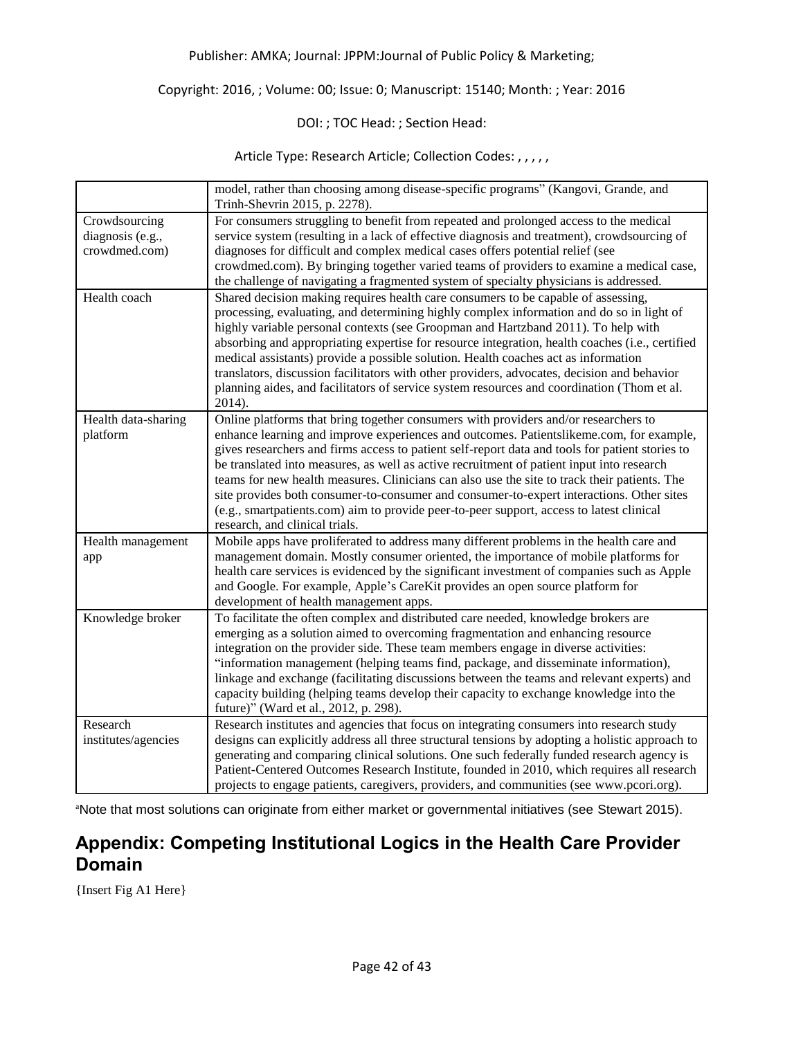| | |
|---|---|
| | model, rather than choosing among disease-specific programs" (Kangovi, Grande, and Trinh-Shevrin 2015, p. 2278). |
| Crowdsourcing diagnosis (e.g., crowdmed.com) | For consumers struggling to benefit from repeated and prolonged access to the medical service system (resulting in a lack of effective diagnosis and treatment), crowdsourcing of diagnoses for difficult and complex medical cases offers potential relief (see crowdmed.com). By bringing together varied teams of providers to examine a medical case, the challenge of navigating a fragmented system of specialty physicians is addressed. |
| Health coach | Shared decision making requires health care consumers to be capable of assessing, processing, evaluating, and determining highly complex information and do so in light of highly variable personal contexts (see Groopman and Hartzband 2011). To help with absorbing and appropriating expertise for resource integration, health coaches (i.e., certified medical assistants) provide a possible solution. Health coaches act as information translators, discussion facilitators with other providers, advocates, decision and behavior planning aides, and facilitators of service system resources and coordination (Thom et al. 2014). |
| Health data-sharing platform | Online platforms that bring together consumers with providers and/or researchers to enhance learning and improve experiences and outcomes. Patientslikeme.com, for example, gives researchers and firms access to patient self-report data and tools for patient stories to be translated into measures, as well as active recruitment of patient input into research teams for new health measures. Clinicians can also use the site to track their patients. The site provides both consumer-to-consumer and consumer-to-expert interactions. Other sites (e.g., smartpatients.com) aim to provide peer-to-peer support, access to latest clinical research, and clinical trials. |
| Health management app | Mobile apps have proliferated to address many different problems in the health care and management domain. Mostly consumer oriented, the importance of mobile platforms for health care services is evidenced by the significant investment of companies such as Apple and Google. For example, Apple's CareKit provides an open source platform for development of health management apps. |
| Knowledge broker | To facilitate the often complex and distributed care needed, knowledge brokers are emerging as a solution aimed to overcoming fragmentation and enhancing resource integration on the provider side. These team members engage in diverse activities: "information management (helping teams find, package, and disseminate information), linkage and exchange (facilitating discussions between the teams and relevant experts) and capacity building (helping teams develop their capacity to exchange knowledge into the future)" (Ward et al., 2012, p. 298). |
| Research institutes/agencies | Research institutes and agencies that focus on integrating consumers into research study designs can explicitly address all three structural tensions by adopting a holistic approach to generating and comparing clinical solutions. One such federally funded research agency is Patient-Centered Outcomes Research Institute, founded in 2010, which requires all research projects to engage patients, caregivers, providers, and communities (see www.pcori.org). |

[a]Note that most solutions can originate from either market or governmental initiatives (see Stewart 2015).

## Appendix: Competing Institutional Logics in the Health Care Provider Domain

{Insert Fig A1 Here}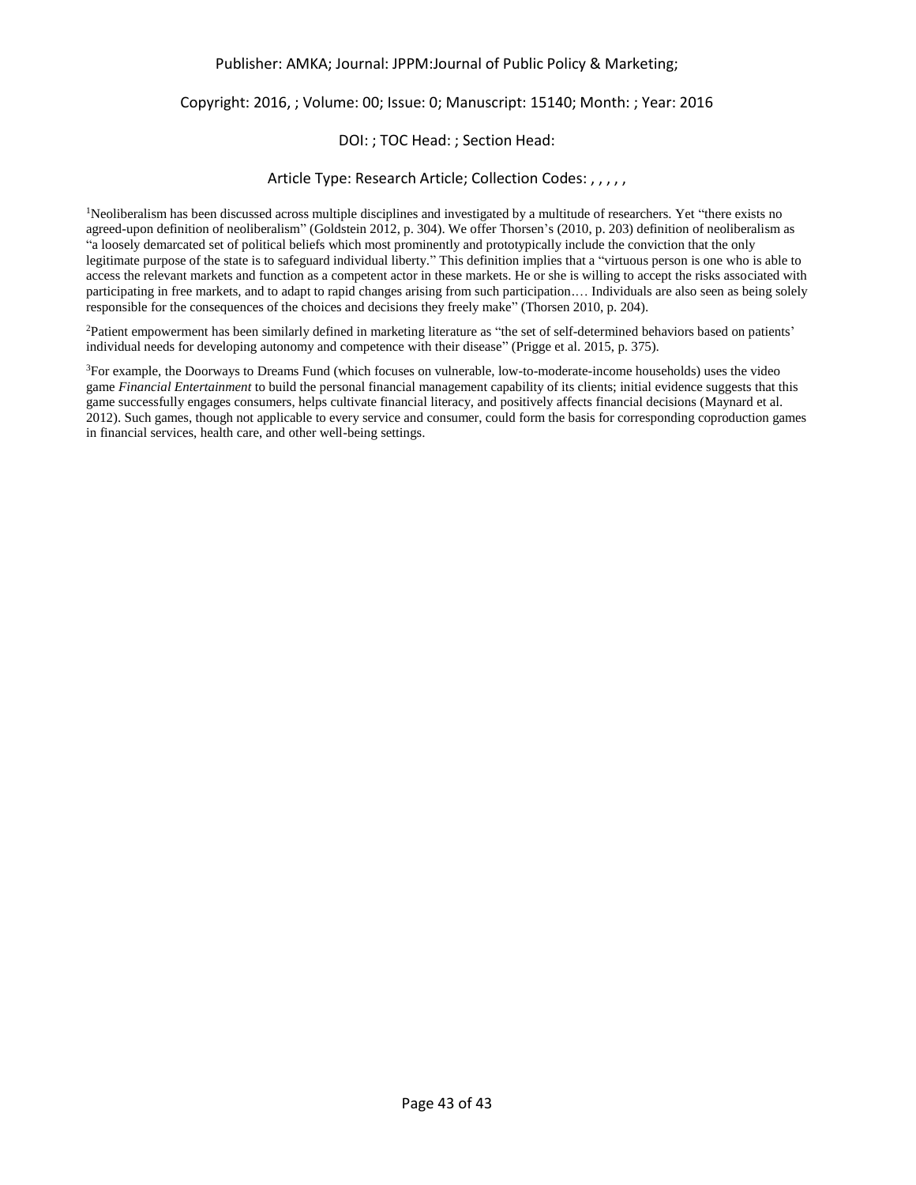[1]Neoliberalism has been discussed across multiple disciplines and investigated by a multitude of researchers. Yet "there exists no agreed-upon definition of neoliberalism" (Goldstein 2012, p. 304). We offer Thorsen's (2010, p. 203) definition of neoliberalism as "a loosely demarcated set of political beliefs which most prominently and prototypically include the conviction that the only legitimate purpose of the state is to safeguard individual liberty." This definition implies that a "virtuous person is one who is able to access the relevant markets and function as a competent actor in these markets. He or she is willing to accept the risks associated with participating in free markets, and to adapt to rapid changes arising from such participation.… Individuals are also seen as being solely responsible for the consequences of the choices and decisions they freely make" (Thorsen 2010, p. 204).

[2]Patient empowerment has been similarly defined in marketing literature as "the set of self-determined behaviors based on patients' individual needs for developing autonomy and competence with their disease" (Prigge et al. 2015, p. 375).

[3]For example, the Doorways to Dreams Fund (which focuses on vulnerable, low-to-moderate-income households) uses the video game *Financial Entertainment* to build the personal financial management capability of its clients; initial evidence suggests that this game successfully engages consumers, helps cultivate financial literacy, and positively affects financial decisions (Maynard et al. 2012). Such games, though not applicable to every service and consumer, could form the basis for corresponding coproduction games in financial services, health care, and other well-being settings.